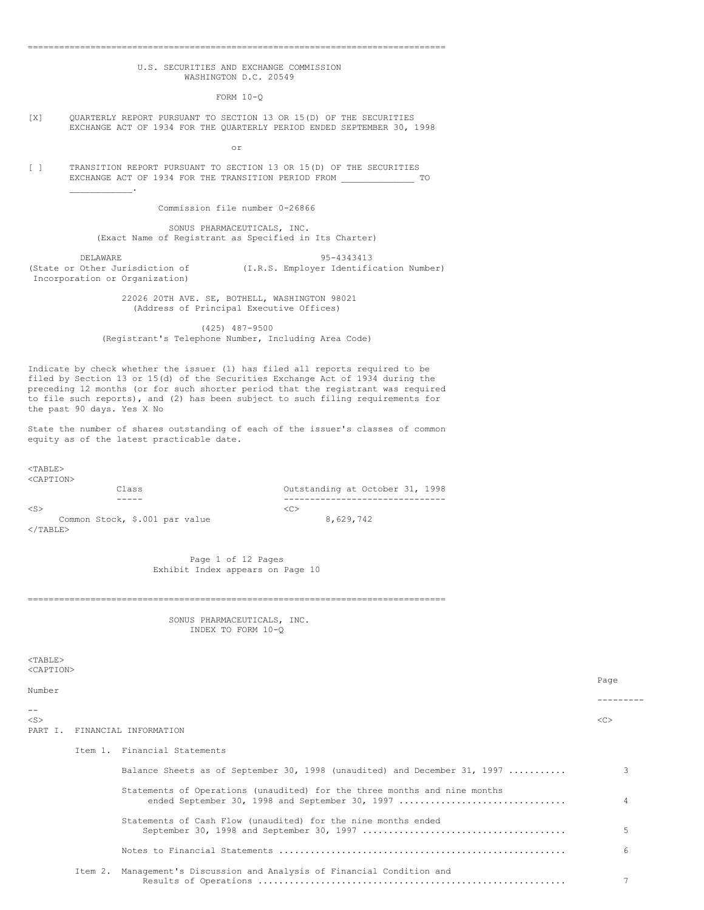U.S. SECURITIES AND EXCHANGE COMMISSION
WASHINGTON D.C. 20549

FORM 10-Q

[X] QUARTERLY REPORT PURSUANT TO SECTION 13 OR 15(D) OF THE SECURITIES EXCHANGE ACT OF 1934 FOR THE QUARTERLY PERIOD ENDED SEPTEMBER 30, 1998

or

[ ] TRANSITION REPORT PURSUANT TO SECTION 13 OR 15(D) OF THE SECURITIES EXCHANGE ACT OF 1934 FOR THE TRANSITION PERIOD FROM _____________ TO ___________.

Commission file number 0-26866

SONUS PHARMACEUTICALS, INC.
(Exact Name of Registrant as Specified in Its Charter)

| DELAWARE | 95-4343413 |
|---|---|
| (State or Other Jurisdiction of Incorporation or Organization) | (I.R.S. Employer Identification Number) |

22026 20TH AVE. SE, BOTHELL, WASHINGTON 98021
(Address of Principal Executive Offices)

(425) 487-9500
(Registrant's Telephone Number, Including Area Code)

Indicate by check whether the issuer (1) has filed all reports required to be filed by Section 13 or 15(d) of the Securities Exchange Act of 1934 during the preceding 12 months (or for such shorter period that the registrant was required to file such reports), and (2) has been subject to such filing requirements for the past 90 days. Yes X No

State the number of shares outstanding of each of the issuer's classes of common equity as of the latest practicable date.

| Class | Outstanding at October 31, 1998 |
|---|---|
| Common Stock, $.001 par value | 8,629,742 |

Exhibit Index appears on Page 10

SONUS PHARMACEUTICALS, INC.
INDEX TO FORM 10-Q

| | Page Number |
|---|---|
| PART I. FINANCIAL INFORMATION | |
| Item 1. Financial Statements | |
| Balance Sheets as of September 30, 1998 (unaudited) and December 31, 1997 | 3 |
| Statements of Operations (unaudited) for the three months and nine months ended September 30, 1998 and September 30, 1997 | 4 |
| Statements of Cash Flow (unaudited) for the nine months ended September 30, 1998 and September 30, 1997 | 5 |
| Notes to Financial Statements | 6 |
| Item 2. Management's Discussion and Analysis of Financial Condition and Results of Operations | 7 |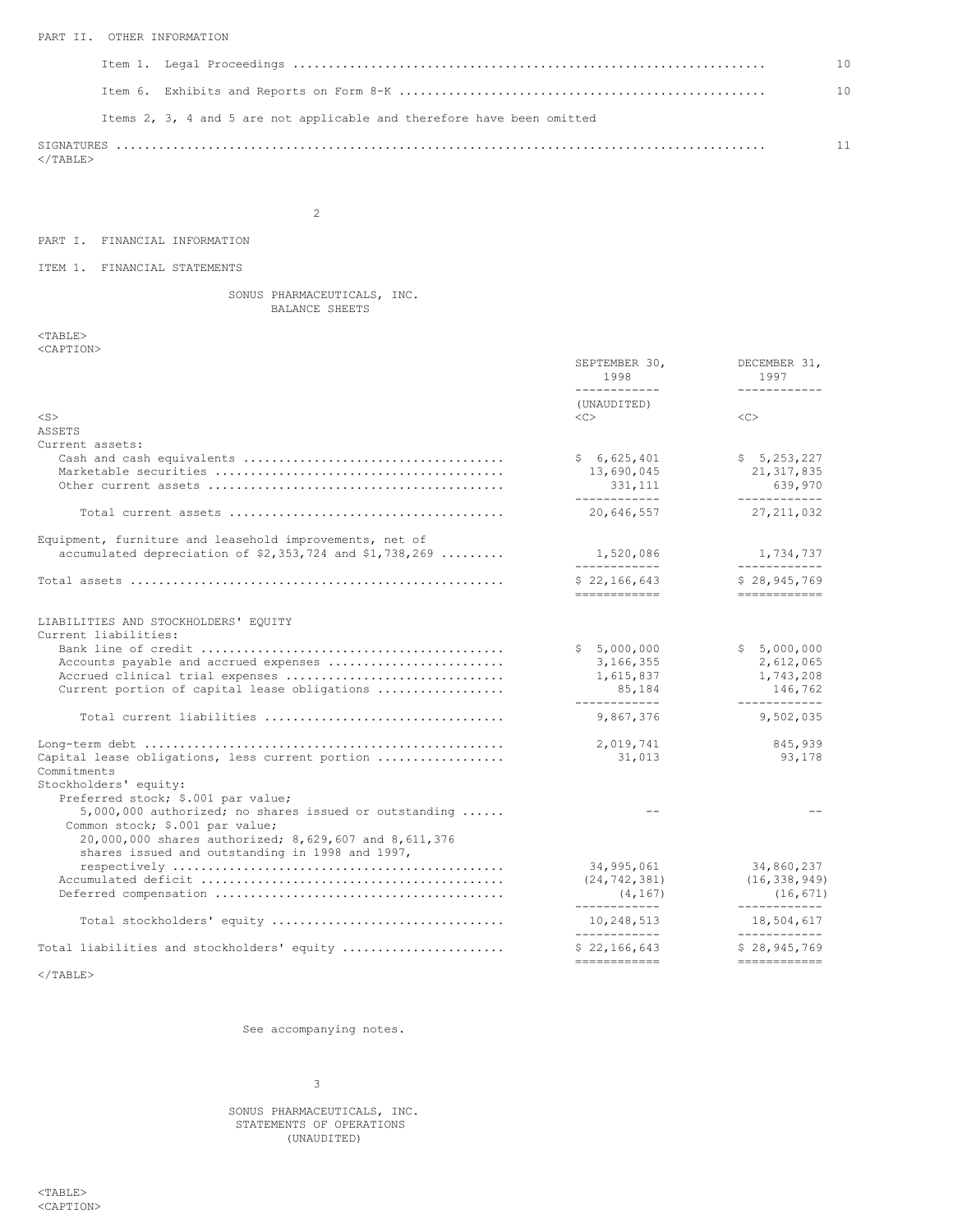PART II. OTHER INFORMATION

| | |
|---|---|
| Item 1. Legal Proceedings | 10 |
| Item 6. Exhibits and Reports on Form 8-K | 10 |
| Items 2, 3, 4 and 5 are not applicable and therefore have been omitted | |
| SIGNATURES | 11 |

PART I. FINANCIAL INFORMATION

ITEM 1. FINANCIAL STATEMENTS

SONUS PHARMACEUTICALS, INC.
BALANCE SHEETS

| | SEPTEMBER 30, 1998 (UNAUDITED) | DECEMBER 31, 1997 |
|---|---|---|
| ASSETS | | |
| Current assets: | | |
| Cash and cash equivalents | $ 6,625,401 | $ 5,253,227 |
| Marketable securities | 13,690,045 | 21,317,835 |
| Other current assets | 331,111 | 639,970 |
| Total current assets | 20,646,557 | 27,211,032 |
| Equipment, furniture and leasehold improvements, net of accumulated depreciation of $2,353,724 and $1,738,269 | 1,520,086 | 1,734,737 |
| Total assets | $ 22,166,643 | $ 28,945,769 |
| LIABILITIES AND STOCKHOLDERS' EQUITY | | |
| Current liabilities: | | |
| Bank line of credit | $ 5,000,000 | $ 5,000,000 |
| Accounts payable and accrued expenses | 3,166,355 | 2,612,065 |
| Accrued clinical trial expenses | 1,615,837 | 1,743,208 |
| Current portion of capital lease obligations | 85,184 | 146,762 |
| Total current liabilities | 9,867,376 | 9,502,035 |
| Long-term debt | 2,019,741 | 845,939 |
| Capital lease obligations, less current portion | 31,013 | 93,178 |
| Commitments | | |
| Stockholders' equity: | | |
| Preferred stock; $.001 par value; 5,000,000 authorized; no shares issued or outstanding | -- | -- |
| Common stock; $.001 par value; 20,000,000 shares authorized; 8,629,607 and 8,611,376 shares issued and outstanding in 1998 and 1997, respectively | 34,995,061 | 34,860,237 |
| Accumulated deficit | (24,742,381) | (16,338,949) |
| Deferred compensation | (4,167) | (16,671) |
| Total stockholders' equity | 10,248,513 | 18,504,617 |
| Total liabilities and stockholders' equity | $ 22,166,643 | $ 28,945,769 |

See accompanying notes.

SONUS PHARMACEUTICALS, INC.
STATEMENTS OF OPERATIONS
(UNAUDITED)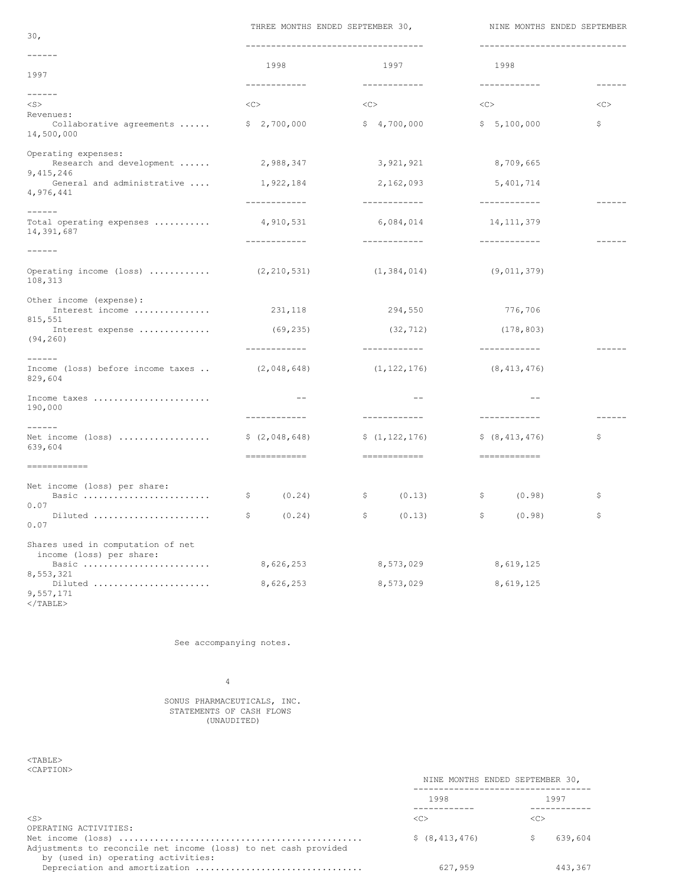| | THREE MONTHS ENDED SEPTEMBER 30, | | NINE MONTHS ENDED SEPTEMBER 30, | |
|---|---|---|---|---|
| | 1998 | 1997 | 1998 | 1997 |
| Revenues: | | | | |
| Collaborative agreements | $ 2,700,000 | $ 4,700,000 | $ 5,100,000 | $ 14,500,000 |
| Operating expenses: | | | | |
| Research and development | 2,988,347 | 3,921,921 | 8,709,665 | 9,415,246 |
| General and administrative | 1,922,184 | 2,162,093 | 5,401,714 | 4,976,441 |
| Total operating expenses | 4,910,531 | 6,084,014 | 14,111,379 | 14,391,687 |
| Operating income (loss) | (2,210,531) | (1,384,014) | (9,011,379) | 108,313 |
| Other income (expense): | | | | |
| Interest income | 231,118 | 294,550 | 776,706 | 815,551 |
| Interest expense | (69,235) | (32,712) | (178,803) | (94,260) |
| Income (loss) before income taxes | (2,048,648) | (1,122,176) | (8,413,476) | 829,604 |
| Income taxes | -- | -- | -- | 190,000 |
| Net income (loss) | $ (2,048,648) | $ (1,122,176) | $ (8,413,476) | $ 639,604 |
| Net income (loss) per share: | | | | |
| Basic | $ (0.24) | $ (0.13) | $ (0.98) | $ 0.07 |
| Diluted | $ (0.24) | $ (0.13) | $ (0.98) | $ 0.07 |
| Shares used in computation of net income (loss) per share: | | | | |
| Basic | 8,626,253 | 8,573,029 | 8,619,125 | 8,553,321 |
| Diluted | 8,626,253 | 8,573,029 | 8,619,125 | 9,557,171 |

See accompanying notes.

SONUS PHARMACEUTICALS, INC.
STATEMENTS OF CASH FLOWS
(UNAUDITED)

| | NINE MONTHS ENDED SEPTEMBER 30, | |
|---|---|---|
| | 1998 | 1997 |
| OPERATING ACTIVITIES: | | |
| Net income (loss) | $ (8,413,476) | $ 639,604 |
| Adjustments to reconcile net income (loss) to net cash provided by (used in) operating activities: | | |
| Depreciation and amortization | 627,959 | 443,367 |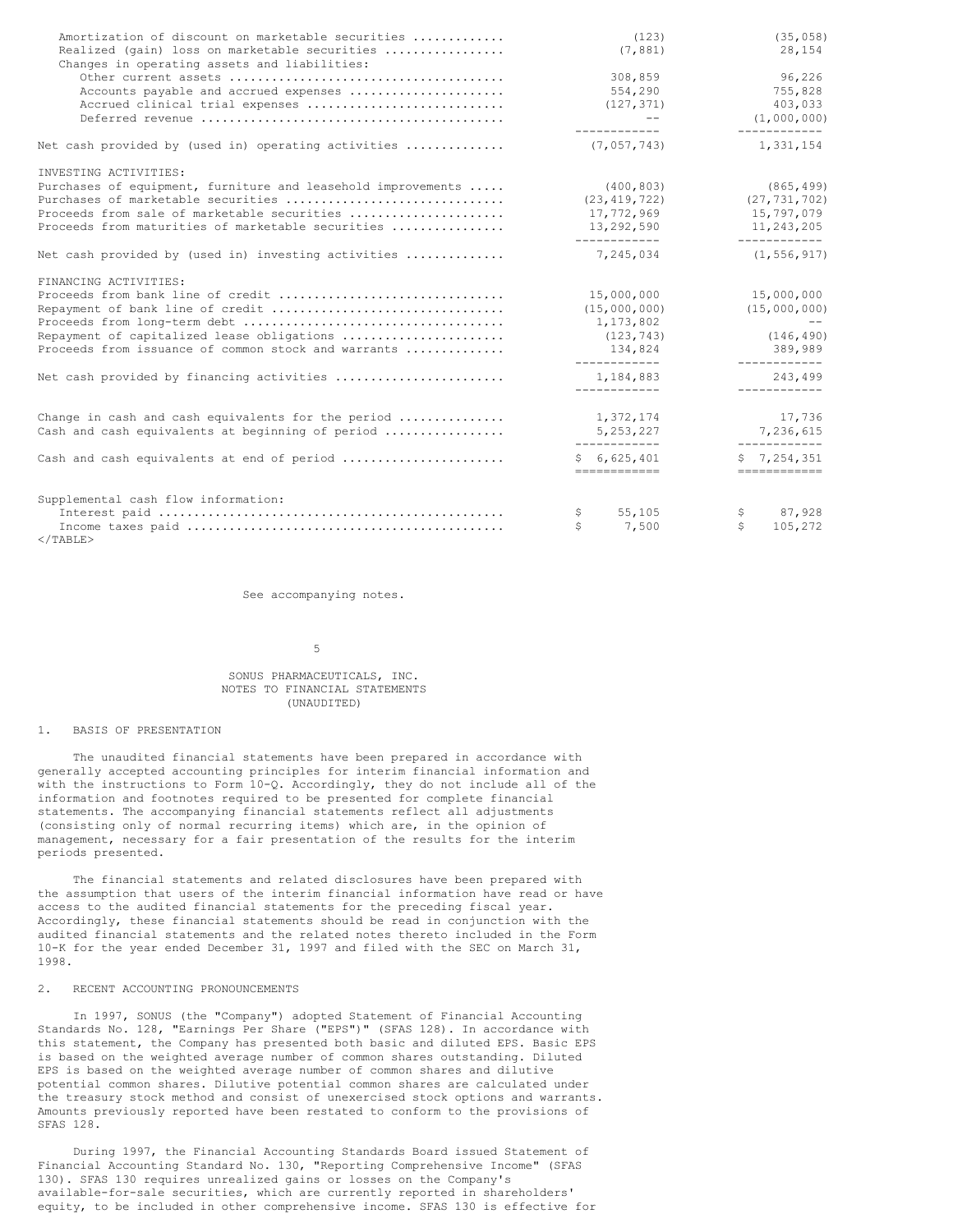| | | |
|---|---|---|
| Amortization of discount on marketable securities | (123) | (35,058) |
| Realized (gain) loss on marketable securities | (7,881) | 28,154 |
| Changes in operating assets and liabilities: | | |
| Other current assets | 308,859 | 96,226 |
| Accounts payable and accrued expenses | 554,290 | 755,828 |
| Accrued clinical trial expenses | (127,371) | 403,033 |
| Deferred revenue | -- | (1,000,000) |
| Net cash provided by (used in) operating activities | (7,057,743) | 1,331,154 |
| INVESTING ACTIVITIES: | | |
| Purchases of equipment, furniture and leasehold improvements | (400,803) | (865,499) |
| Purchases of marketable securities | (23,419,722) | (27,731,702) |
| Proceeds from sale of marketable securities | 17,772,969 | 15,797,079 |
| Proceeds from maturities of marketable securities | 13,292,590 | 11,243,205 |
| Net cash provided by (used in) investing activities | 7,245,034 | (1,556,917) |
| FINANCING ACTIVITIES: | | |
| Proceeds from bank line of credit | 15,000,000 | 15,000,000 |
| Repayment of bank line of credit | (15,000,000) | (15,000,000) |
| Proceeds from long-term debt | 1,173,802 | -- |
| Repayment of capitalized lease obligations | (123,743) | (146,490) |
| Proceeds from issuance of common stock and warrants | 134,824 | 389,989 |
| Net cash provided by financing activities | 1,184,883 | 243,499 |
| Change in cash and cash equivalents for the period | 1,372,174 | 17,736 |
| Cash and cash equivalents at beginning of period | 5,253,227 | 7,236,615 |
| Cash and cash equivalents at end of period | $ 6,625,401 | $ 7,254,351 |
| Supplemental cash flow information: | | |
| Interest paid | $ 55,105 | $ 87,928 |
| Income taxes paid | $ 7,500 | $ 105,272 |

See accompanying notes.

SONUS PHARMACEUTICALS, INC.
NOTES TO FINANCIAL STATEMENTS
(UNAUDITED)

1. BASIS OF PRESENTATION

The unaudited financial statements have been prepared in accordance with generally accepted accounting principles for interim financial information and with the instructions to Form 10-Q. Accordingly, they do not include all of the information and footnotes required to be presented for complete financial statements. The accompanying financial statements reflect all adjustments (consisting only of normal recurring items) which are, in the opinion of management, necessary for a fair presentation of the results for the interim periods presented.

The financial statements and related disclosures have been prepared with the assumption that users of the interim financial information have read or have access to the audited financial statements for the preceding fiscal year. Accordingly, these financial statements should be read in conjunction with the audited financial statements and the related notes thereto included in the Form 10-K for the year ended December 31, 1997 and filed with the SEC on March 31, 1998.

2. RECENT ACCOUNTING PRONOUNCEMENTS

In 1997, SONUS (the "Company") adopted Statement of Financial Accounting Standards No. 128, "Earnings Per Share ("EPS")" (SFAS 128). In accordance with this statement, the Company has presented both basic and diluted EPS. Basic EPS is based on the weighted average number of common shares outstanding. Diluted EPS is based on the weighted average number of common shares and dilutive potential common shares. Dilutive potential common shares are calculated under the treasury stock method and consist of unexercised stock options and warrants. Amounts previously reported have been restated to conform to the provisions of SFAS 128.

During 1997, the Financial Accounting Standards Board issued Statement of Financial Accounting Standard No. 130, "Reporting Comprehensive Income" (SFAS 130). SFAS 130 requires unrealized gains or losses on the Company's available-for-sale securities, which are currently reported in shareholders' equity, to be included in other comprehensive income. SFAS 130 is effective for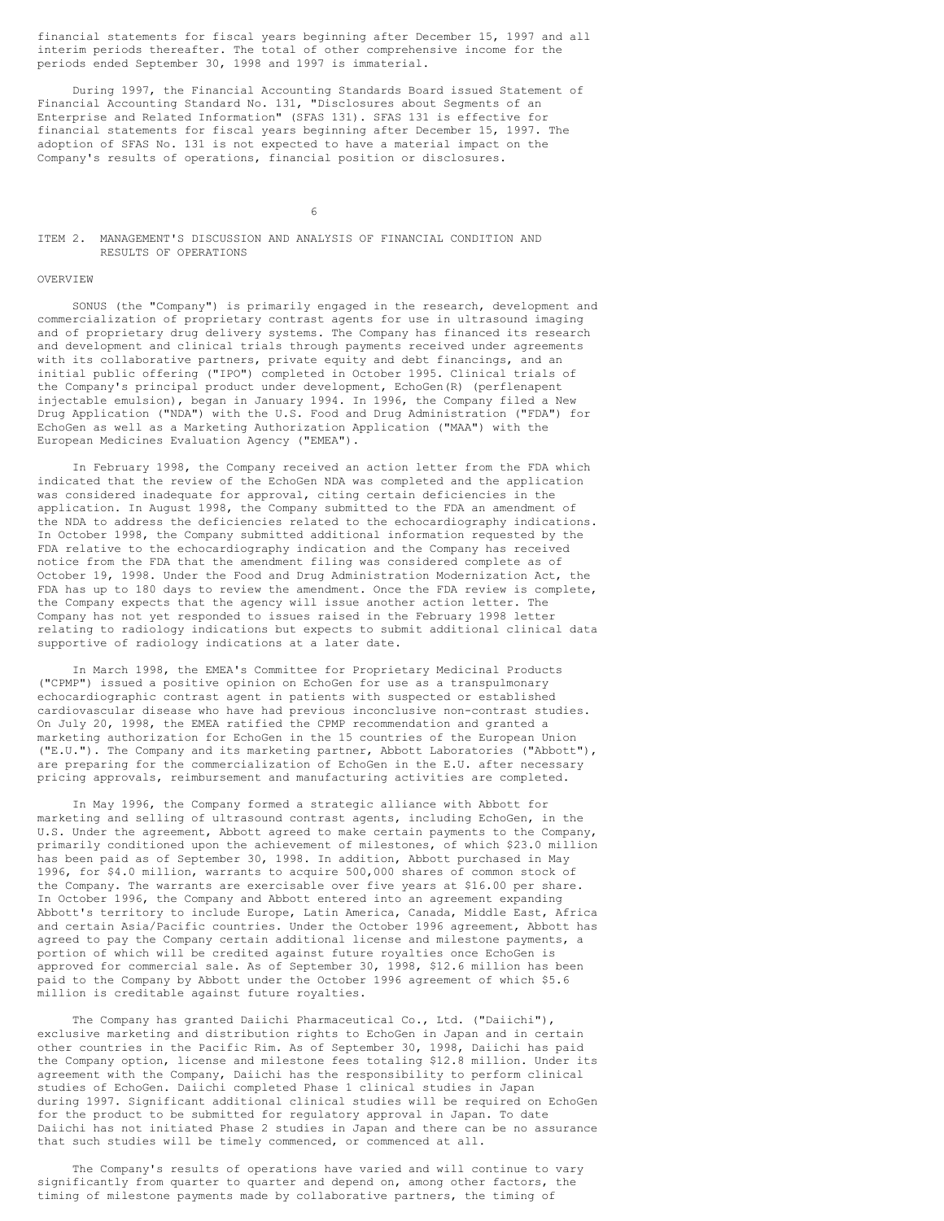financial statements for fiscal years beginning after December 15, 1997 and all interim periods thereafter. The total of other comprehensive income for the periods ended September 30, 1998 and 1997 is immaterial.

During 1997, the Financial Accounting Standards Board issued Statement of Financial Accounting Standard No. 131, "Disclosures about Segments of an Enterprise and Related Information" (SFAS 131). SFAS 131 is effective for financial statements for fiscal years beginning after December 15, 1997. The adoption of SFAS No. 131 is not expected to have a material impact on the Company's results of operations, financial position or disclosures.

## ITEM 2. MANAGEMENT'S DISCUSSION AND ANALYSIS OF FINANCIAL CONDITION AND RESULTS OF OPERATIONS

### OVERVIEW

SONUS (the "Company") is primarily engaged in the research, development and commercialization of proprietary contrast agents for use in ultrasound imaging and of proprietary drug delivery systems. The Company has financed its research and development and clinical trials through payments received under agreements with its collaborative partners, private equity and debt financings, and an initial public offering ("IPO") completed in October 1995. Clinical trials of the Company's principal product under development, EchoGen(R) (perflenapent injectable emulsion), began in January 1994. In 1996, the Company filed a New Drug Application ("NDA") with the U.S. Food and Drug Administration ("FDA") for EchoGen as well as a Marketing Authorization Application ("MAA") with the European Medicines Evaluation Agency ("EMEA").

In February 1998, the Company received an action letter from the FDA which indicated that the review of the EchoGen NDA was completed and the application was considered inadequate for approval, citing certain deficiencies in the application. In August 1998, the Company submitted to the FDA an amendment of the NDA to address the deficiencies related to the echocardiography indications. In October 1998, the Company submitted additional information requested by the FDA relative to the echocardiography indication and the Company has received notice from the FDA that the amendment filing was considered complete as of October 19, 1998. Under the Food and Drug Administration Modernization Act, the FDA has up to 180 days to review the amendment. Once the FDA review is complete, the Company expects that the agency will issue another action letter. The Company has not yet responded to issues raised in the February 1998 letter relating to radiology indications but expects to submit additional clinical data supportive of radiology indications at a later date.

In March 1998, the EMEA's Committee for Proprietary Medicinal Products ("CPMP") issued a positive opinion on EchoGen for use as a transpulmonary echocardiographic contrast agent in patients with suspected or established cardiovascular disease who have had previous inconclusive non-contrast studies. On July 20, 1998, the EMEA ratified the CPMP recommendation and granted a marketing authorization for EchoGen in the 15 countries of the European Union ("E.U."). The Company and its marketing partner, Abbott Laboratories ("Abbott"), are preparing for the commercialization of EchoGen in the E.U. after necessary pricing approvals, reimbursement and manufacturing activities are completed.

In May 1996, the Company formed a strategic alliance with Abbott for marketing and selling of ultrasound contrast agents, including EchoGen, in the U.S. Under the agreement, Abbott agreed to make certain payments to the Company, primarily conditioned upon the achievement of milestones, of which $23.0 million has been paid as of September 30, 1998. In addition, Abbott purchased in May 1996, for $4.0 million, warrants to acquire 500,000 shares of common stock of the Company. The warrants are exercisable over five years at $16.00 per share. In October 1996, the Company and Abbott entered into an agreement expanding Abbott's territory to include Europe, Latin America, Canada, Middle East, Africa and certain Asia/Pacific countries. Under the October 1996 agreement, Abbott has agreed to pay the Company certain additional license and milestone payments, a portion of which will be credited against future royalties once EchoGen is approved for commercial sale. As of September 30, 1998, $12.6 million has been paid to the Company by Abbott under the October 1996 agreement of which $5.6 million is creditable against future royalties.

The Company has granted Daiichi Pharmaceutical Co., Ltd. ("Daiichi"), exclusive marketing and distribution rights to EchoGen in Japan and in certain other countries in the Pacific Rim. As of September 30, 1998, Daiichi has paid the Company option, license and milestone fees totaling $12.8 million. Under its agreement with the Company, Daiichi has the responsibility to perform clinical studies of EchoGen. Daiichi completed Phase 1 clinical studies in Japan during 1997. Significant additional clinical studies will be required on EchoGen for the product to be submitted for regulatory approval in Japan. To date Daiichi has not initiated Phase 2 studies in Japan and there can be no assurance that such studies will be timely commenced, or commenced at all.

The Company's results of operations have varied and will continue to vary significantly from quarter to quarter and depend on, among other factors, the timing of milestone payments made by collaborative partners, the timing of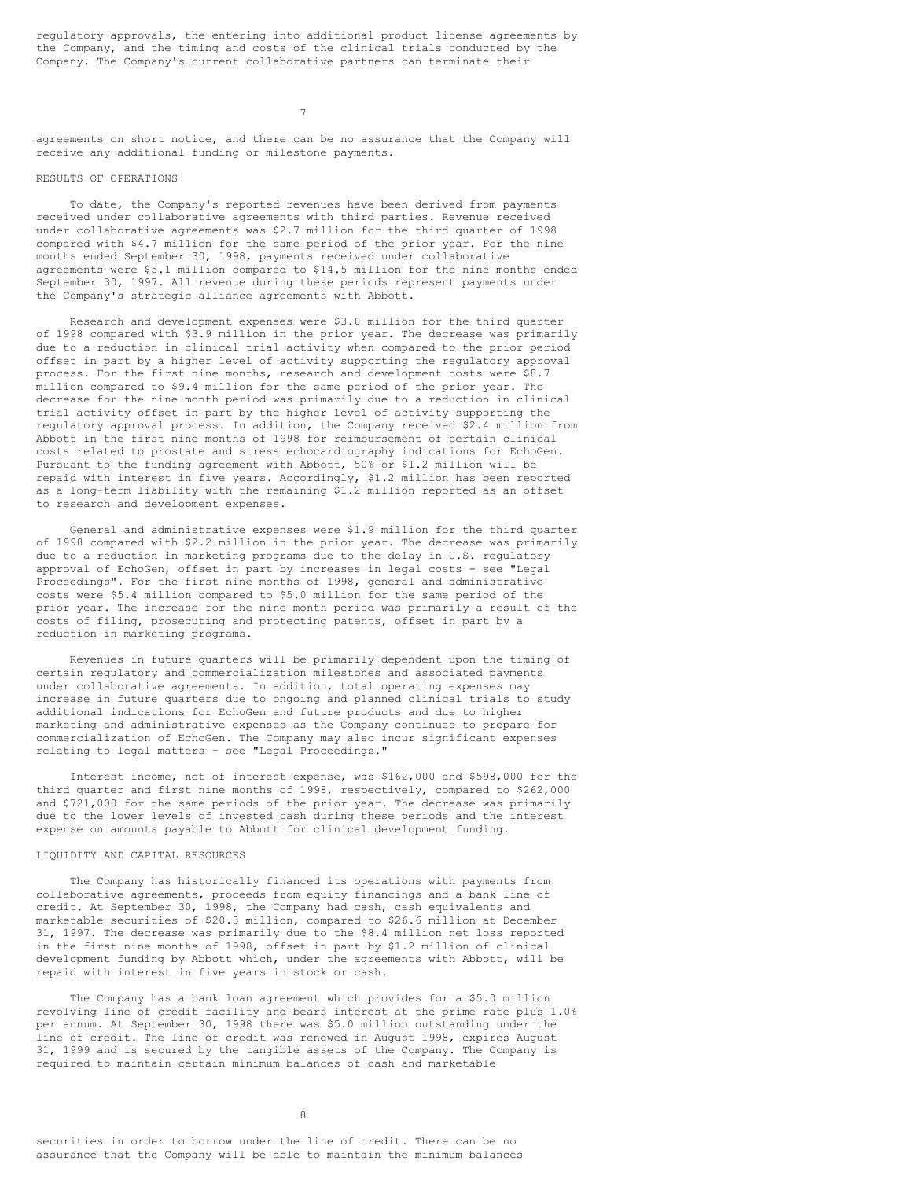regulatory approvals, the entering into additional product license agreements by the Company, and the timing and costs of the clinical trials conducted by the Company. The Company's current collaborative partners can terminate their agreements on short notice, and there can be no assurance that the Company will receive any additional funding or milestone payments.

## RESULTS OF OPERATIONS

To date, the Company's reported revenues have been derived from payments received under collaborative agreements with third parties. Revenue received under collaborative agreements was $2.7 million for the third quarter of 1998 compared with $4.7 million for the same period of the prior year. For the nine months ended September 30, 1998, payments received under collaborative agreements were $5.1 million compared to $14.5 million for the nine months ended September 30, 1997. All revenue during these periods represent payments under the Company's strategic alliance agreements with Abbott.

Research and development expenses were $3.0 million for the third quarter of 1998 compared with $3.9 million in the prior year. The decrease was primarily due to a reduction in clinical trial activity when compared to the prior period offset in part by a higher level of activity supporting the regulatory approval process. For the first nine months, research and development costs were $8.7 million compared to $9.4 million for the same period of the prior year. The decrease for the nine month period was primarily due to a reduction in clinical trial activity offset in part by the higher level of activity supporting the regulatory approval process. In addition, the Company received $2.4 million from Abbott in the first nine months of 1998 for reimbursement of certain clinical costs related to prostate and stress echocardiography indications for EchoGen. Pursuant to the funding agreement with Abbott, 50% or $1.2 million will be repaid with interest in five years. Accordingly, $1.2 million has been reported as a long-term liability with the remaining $1.2 million reported as an offset to research and development expenses.

General and administrative expenses were $1.9 million for the third quarter of 1998 compared with $2.2 million in the prior year. The decrease was primarily due to a reduction in marketing programs due to the delay in U.S. regulatory approval of EchoGen, offset in part by increases in legal costs - see "Legal Proceedings". For the first nine months of 1998, general and administrative costs were $5.4 million compared to $5.0 million for the same period of the prior year. The increase for the nine month period was primarily a result of the costs of filing, prosecuting and protecting patents, offset in part by a reduction in marketing programs.

Revenues in future quarters will be primarily dependent upon the timing of certain regulatory and commercialization milestones and associated payments under collaborative agreements. In addition, total operating expenses may increase in future quarters due to ongoing and planned clinical trials to study additional indications for EchoGen and future products and due to higher marketing and administrative expenses as the Company continues to prepare for commercialization of EchoGen. The Company may also incur significant expenses relating to legal matters - see "Legal Proceedings."

Interest income, net of interest expense, was $162,000 and $598,000 for the third quarter and first nine months of 1998, respectively, compared to $262,000 and $721,000 for the same periods of the prior year. The decrease was primarily due to the lower levels of invested cash during these periods and the interest expense on amounts payable to Abbott for clinical development funding.

## LIQUIDITY AND CAPITAL RESOURCES

The Company has historically financed its operations with payments from collaborative agreements, proceeds from equity financings and a bank line of credit. At September 30, 1998, the Company had cash, cash equivalents and marketable securities of $20.3 million, compared to $26.6 million at December 31, 1997. The decrease was primarily due to the $8.4 million net loss reported in the first nine months of 1998, offset in part by $1.2 million of clinical development funding by Abbott which, under the agreements with Abbott, will be repaid with interest in five years in stock or cash.

The Company has a bank loan agreement which provides for a $5.0 million revolving line of credit facility and bears interest at the prime rate plus 1.0% per annum. At September 30, 1998 there was $5.0 million outstanding under the line of credit. The line of credit was renewed in August 1998, expires August 31, 1999 and is secured by the tangible assets of the Company. The Company is required to maintain certain minimum balances of cash and marketable securities in order to borrow under the line of credit. There can be no assurance that the Company will be able to maintain the minimum balances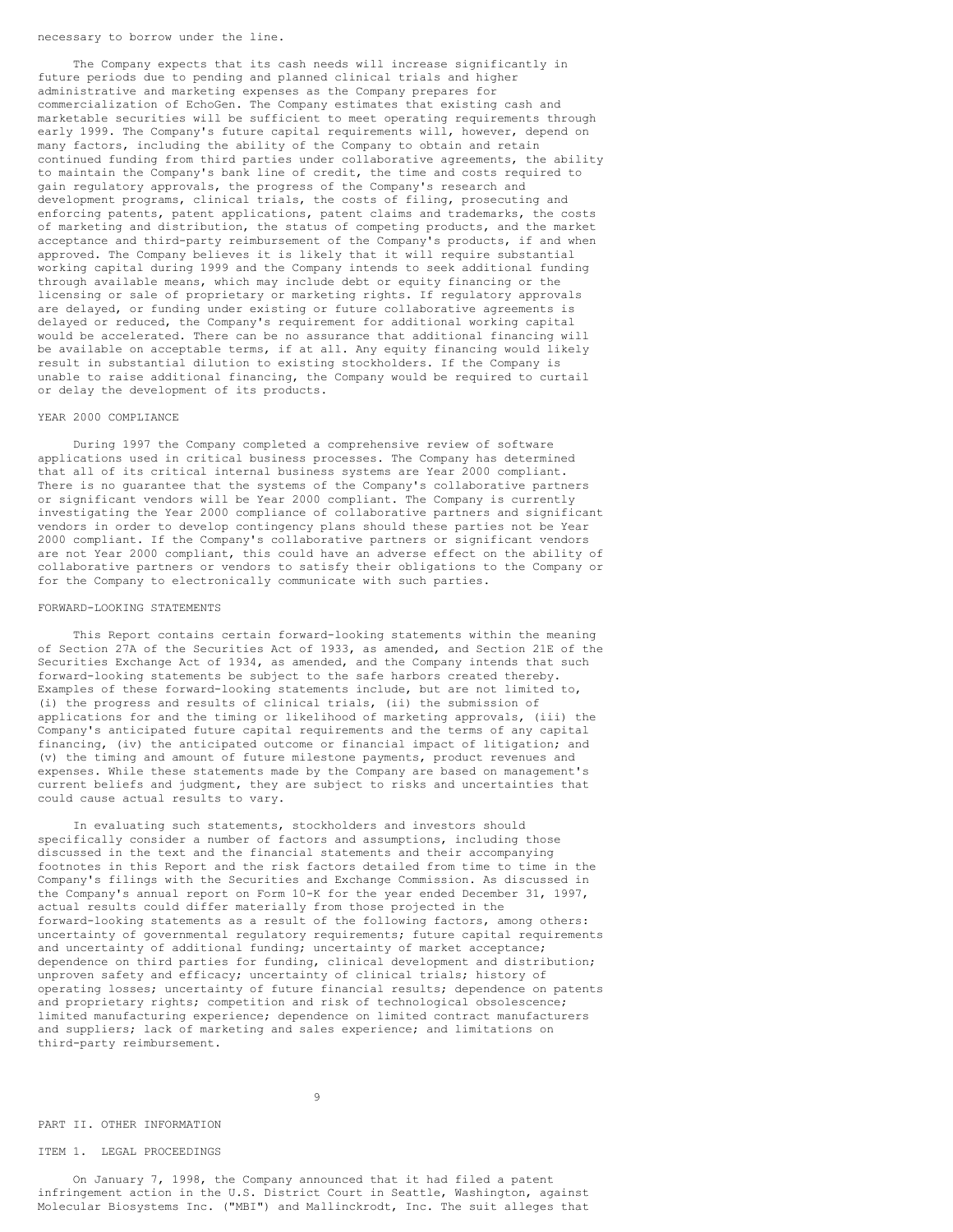necessary to borrow under the line.

The Company expects that its cash needs will increase significantly in future periods due to pending and planned clinical trials and higher administrative and marketing expenses as the Company prepares for commercialization of EchoGen. The Company estimates that existing cash and marketable securities will be sufficient to meet operating requirements through early 1999. The Company's future capital requirements will, however, depend on many factors, including the ability of the Company to obtain and retain continued funding from third parties under collaborative agreements, the ability to maintain the Company's bank line of credit, the time and costs required to gain regulatory approvals, the progress of the Company's research and development programs, clinical trials, the costs of filing, prosecuting and enforcing patents, patent applications, patent claims and trademarks, the costs of marketing and distribution, the status of competing products, and the market acceptance and third-party reimbursement of the Company's products, if and when approved. The Company believes it is likely that it will require substantial working capital during 1999 and the Company intends to seek additional funding through available means, which may include debt or equity financing or the licensing or sale of proprietary or marketing rights. If regulatory approvals are delayed, or funding under existing or future collaborative agreements is delayed or reduced, the Company's requirement for additional working capital would be accelerated. There can be no assurance that additional financing will be available on acceptable terms, if at all. Any equity financing would likely result in substantial dilution to existing stockholders. If the Company is unable to raise additional financing, the Company would be required to curtail or delay the development of its products.

## YEAR 2000 COMPLIANCE

During 1997 the Company completed a comprehensive review of software applications used in critical business processes. The Company has determined that all of its critical internal business systems are Year 2000 compliant. There is no guarantee that the systems of the Company's collaborative partners or significant vendors will be Year 2000 compliant. The Company is currently investigating the Year 2000 compliance of collaborative partners and significant vendors in order to develop contingency plans should these parties not be Year 2000 compliant. If the Company's collaborative partners or significant vendors are not Year 2000 compliant, this could have an adverse effect on the ability of collaborative partners or vendors to satisfy their obligations to the Company or for the Company to electronically communicate with such parties.

## FORWARD-LOOKING STATEMENTS

This Report contains certain forward-looking statements within the meaning of Section 27A of the Securities Act of 1933, as amended, and Section 21E of the Securities Exchange Act of 1934, as amended, and the Company intends that such forward-looking statements be subject to the safe harbors created thereby. Examples of these forward-looking statements include, but are not limited to, (i) the progress and results of clinical trials, (ii) the submission of applications for and the timing or likelihood of marketing approvals, (iii) the Company's anticipated future capital requirements and the terms of any capital financing, (iv) the anticipated outcome or financial impact of litigation; and (v) the timing and amount of future milestone payments, product revenues and expenses. While these statements made by the Company are based on management's current beliefs and judgment, they are subject to risks and uncertainties that could cause actual results to vary.

In evaluating such statements, stockholders and investors should specifically consider a number of factors and assumptions, including those discussed in the text and the financial statements and their accompanying footnotes in this Report and the risk factors detailed from time to time in the Company's filings with the Securities and Exchange Commission. As discussed in the Company's annual report on Form 10-K for the year ended December 31, 1997, actual results could differ materially from those projected in the forward-looking statements as a result of the following factors, among others: uncertainty of governmental regulatory requirements; future capital requirements and uncertainty of additional funding; uncertainty of market acceptance; dependence on third parties for funding, clinical development and distribution; unproven safety and efficacy; uncertainty of clinical trials; history of operating losses; uncertainty of future financial results; dependence on patents and proprietary rights; competition and risk of technological obsolescence; limited manufacturing experience; dependence on limited contract manufacturers and suppliers; lack of marketing and sales experience; and limitations on third-party reimbursement.

# PART II. OTHER INFORMATION

## ITEM 1. LEGAL PROCEEDINGS

On January 7, 1998, the Company announced that it had filed a patent infringement action in the U.S. District Court in Seattle, Washington, against Molecular Biosystems Inc. ("MBI") and Mallinckrodt, Inc. The suit alleges that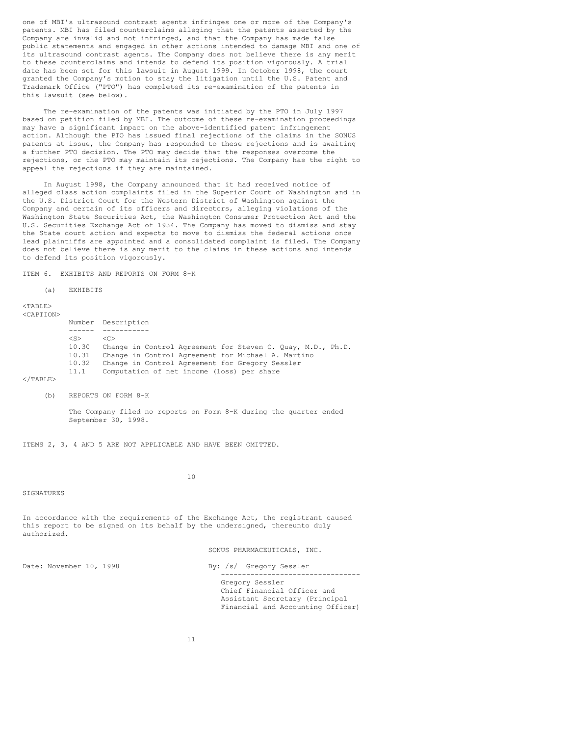one of MBI's ultrasound contrast agents infringes one or more of the Company's patents. MBI has filed counterclaims alleging that the patents asserted by the Company are invalid and not infringed, and that the Company has made false public statements and engaged in other actions intended to damage MBI and one of its ultrasound contrast agents. The Company does not believe there is any merit to these counterclaims and intends to defend its position vigorously. A trial date has been set for this lawsuit in August 1999. In October 1998, the court granted the Company's motion to stay the litigation until the U.S. Patent and Trademark Office ("PTO") has completed its re-examination of the patents in this lawsuit (see below).

The re-examination of the patents was initiated by the PTO in July 1997 based on petition filed by MBI. The outcome of these re-examination proceedings may have a significant impact on the above-identified patent infringement action. Although the PTO has issued final rejections of the claims in the SONUS patents at issue, the Company has responded to these rejections and is awaiting a further PTO decision. The PTO may decide that the responses overcome the rejections, or the PTO may maintain its rejections. The Company has the right to appeal the rejections if they are maintained.

In August 1998, the Company announced that it had received notice of alleged class action complaints filed in the Superior Court of Washington and in the U.S. District Court for the Western District of Washington against the Company and certain of its officers and directors, alleging violations of the Washington State Securities Act, the Washington Consumer Protection Act and the U.S. Securities Exchange Act of 1934. The Company has moved to dismiss and stay the State court action and expects to move to dismiss the federal actions once lead plaintiffs are appointed and a consolidated complaint is filed. The Company does not believe there is any merit to the claims in these actions and intends to defend its position vigorously.

ITEM 6. EXHIBITS AND REPORTS ON FORM 8-K

(a) EXHIBITS

| Number | Description |
|---|---|
| 10.30 | Change in Control Agreement for Steven C. Quay, M.D., Ph.D. |
| 10.31 | Change in Control Agreement for Michael A. Martino |
| 10.32 | Change in Control Agreement for Gregory Sessler |
| 11.1 | Computation of net income (loss) per share |

(b) REPORTS ON FORM 8-K

The Company filed no reports on Form 8-K during the quarter ended September 30, 1998.

ITEMS 2, 3, 4 AND 5 ARE NOT APPLICABLE AND HAVE BEEN OMITTED.

SIGNATURES

In accordance with the requirements of the Exchange Act, the registrant caused this report to be signed on its behalf by the undersigned, thereunto duly authorized.

SONUS PHARMACEUTICALS, INC.

Date: November 10, 1998

By: /s/ Gregory Sessler

Gregory Sessler
Chief Financial Officer and
Assistant Secretary (Principal
Financial and Accounting Officer)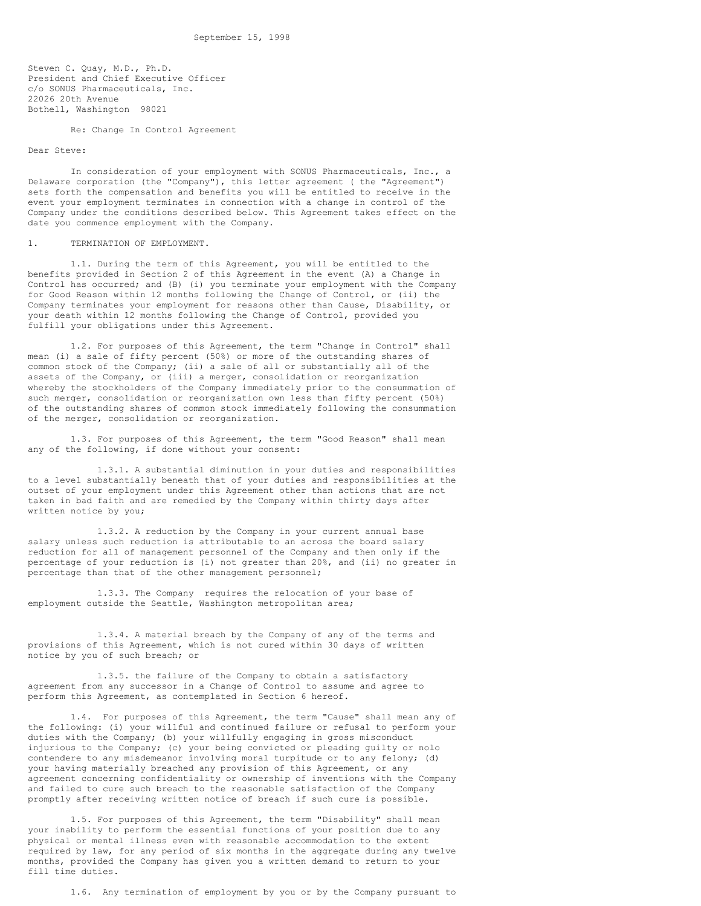September 15, 1998

Steven C. Quay, M.D., Ph.D.
President and Chief Executive Officer
c/o SONUS Pharmaceuticals, Inc.
22026 20th Avenue
Bothell, Washington 98021

Re: Change In Control Agreement

Dear Steve:

In consideration of your employment with SONUS Pharmaceuticals, Inc., a Delaware corporation (the "Company"), this letter agreement ( the "Agreement") sets forth the compensation and benefits you will be entitled to receive in the event your employment terminates in connection with a change in control of the Company under the conditions described below. This Agreement takes effect on the date you commence employment with the Company.

1. TERMINATION OF EMPLOYMENT.

1.1. During the term of this Agreement, you will be entitled to the benefits provided in Section 2 of this Agreement in the event (A) a Change in Control has occurred; and (B) (i) you terminate your employment with the Company for Good Reason within 12 months following the Change of Control, or (ii) the Company terminates your employment for reasons other than Cause, Disability, or your death within 12 months following the Change of Control, provided you fulfill your obligations under this Agreement.

1.2. For purposes of this Agreement, the term "Change in Control" shall mean (i) a sale of fifty percent (50%) or more of the outstanding shares of common stock of the Company; (ii) a sale of all or substantially all of the assets of the Company, or (iii) a merger, consolidation or reorganization whereby the stockholders of the Company immediately prior to the consummation of such merger, consolidation or reorganization own less than fifty percent (50%) of the outstanding shares of common stock immediately following the consummation of the merger, consolidation or reorganization.

1.3. For purposes of this Agreement, the term "Good Reason" shall mean any of the following, if done without your consent:

1.3.1. A substantial diminution in your duties and responsibilities to a level substantially beneath that of your duties and responsibilities at the outset of your employment under this Agreement other than actions that are not taken in bad faith and are remedied by the Company within thirty days after written notice by you;

1.3.2. A reduction by the Company in your current annual base salary unless such reduction is attributable to an across the board salary reduction for all of management personnel of the Company and then only if the percentage of your reduction is (i) not greater than 20%, and (ii) no greater in percentage than that of the other management personnel;

1.3.3. The Company requires the relocation of your base of employment outside the Seattle, Washington metropolitan area;

1.3.4. A material breach by the Company of any of the terms and provisions of this Agreement, which is not cured within 30 days of written notice by you of such breach; or

1.3.5. the failure of the Company to obtain a satisfactory agreement from any successor in a Change of Control to assume and agree to perform this Agreement, as contemplated in Section 6 hereof.

1.4. For purposes of this Agreement, the term "Cause" shall mean any of the following: (i) your willful and continued failure or refusal to perform your duties with the Company; (b) your willfully engaging in gross misconduct injurious to the Company; (c) your being convicted or pleading guilty or nolo contendere to any misdemeanor involving moral turpitude or to any felony; (d) your having materially breached any provision of this Agreement, or any agreement concerning confidentiality or ownership of inventions with the Company and failed to cure such breach to the reasonable satisfaction of the Company promptly after receiving written notice of breach if such cure is possible.

1.5. For purposes of this Agreement, the term "Disability" shall mean your inability to perform the essential functions of your position due to any physical or mental illness even with reasonable accommodation to the extent required by law, for any period of six months in the aggregate during any twelve months, provided the Company has given you a written demand to return to your fill time duties.

1.6. Any termination of employment by you or by the Company pursuant to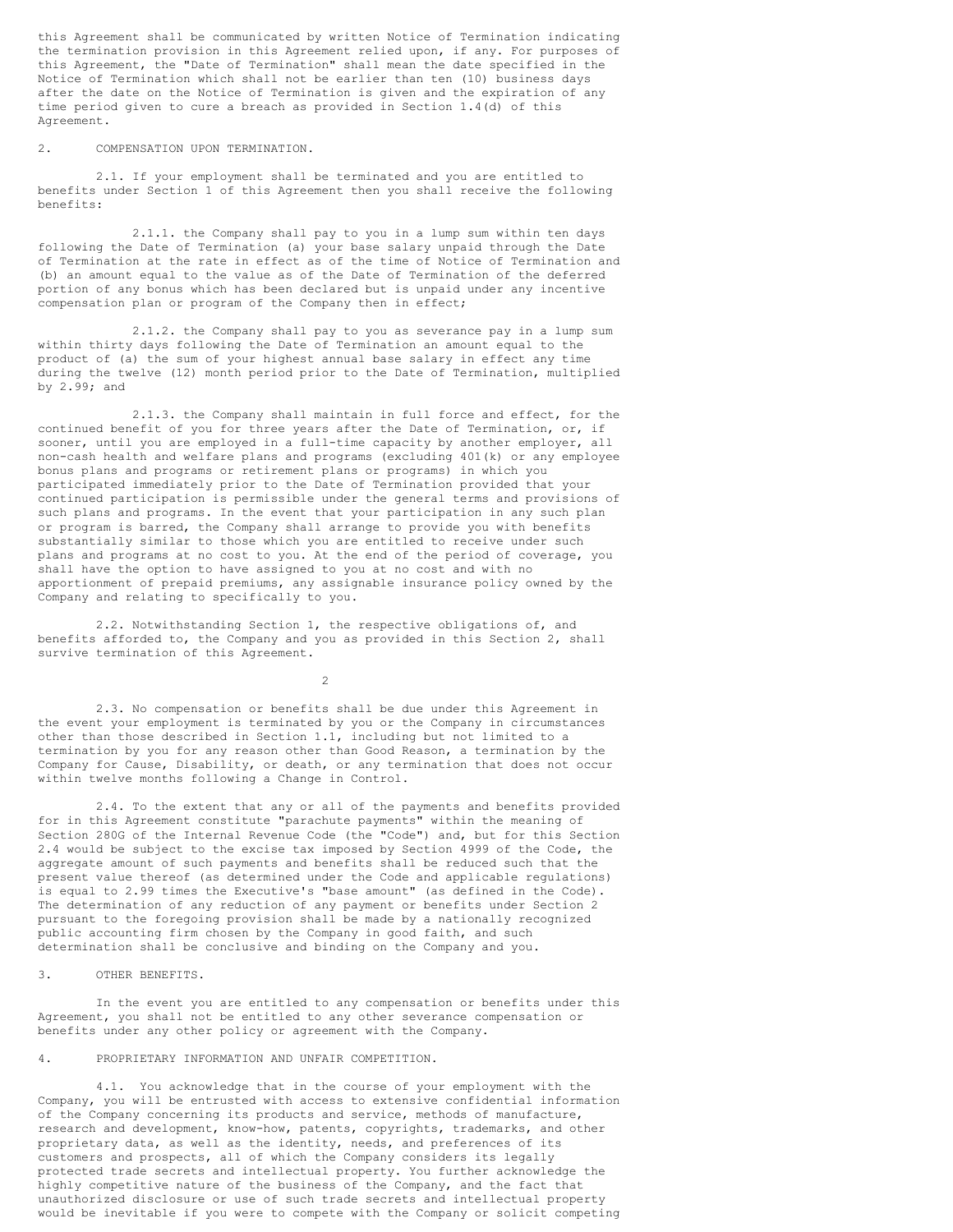this Agreement shall be communicated by written Notice of Termination indicating the termination provision in this Agreement relied upon, if any. For purposes of this Agreement, the "Date of Termination" shall mean the date specified in the Notice of Termination which shall not be earlier than ten (10) business days after the date on the Notice of Termination is given and the expiration of any time period given to cure a breach as provided in Section 1.4(d) of this Agreement.

2. COMPENSATION UPON TERMINATION.

2.1. If your employment shall be terminated and you are entitled to benefits under Section 1 of this Agreement then you shall receive the following benefits:

2.1.1. the Company shall pay to you in a lump sum within ten days following the Date of Termination (a) your base salary unpaid through the Date of Termination at the rate in effect as of the time of Notice of Termination and (b) an amount equal to the value as of the Date of Termination of the deferred portion of any bonus which has been declared but is unpaid under any incentive compensation plan or program of the Company then in effect;

2.1.2. the Company shall pay to you as severance pay in a lump sum within thirty days following the Date of Termination an amount equal to the product of (a) the sum of your highest annual base salary in effect any time during the twelve (12) month period prior to the Date of Termination, multiplied by 2.99; and

2.1.3. the Company shall maintain in full force and effect, for the continued benefit of you for three years after the Date of Termination, or, if sooner, until you are employed in a full-time capacity by another employer, all non-cash health and welfare plans and programs (excluding 401(k) or any employee bonus plans and programs or retirement plans or programs) in which you participated immediately prior to the Date of Termination provided that your continued participation is permissible under the general terms and provisions of such plans and programs. In the event that your participation in any such plan or program is barred, the Company shall arrange to provide you with benefits substantially similar to those which you are entitled to receive under such plans and programs at no cost to you. At the end of the period of coverage, you shall have the option to have assigned to you at no cost and with no apportionment of prepaid premiums, any assignable insurance policy owned by the Company and relating to specifically to you.

2.2. Notwithstanding Section 1, the respective obligations of, and benefits afforded to, the Company and you as provided in this Section 2, shall survive termination of this Agreement.

2.3. No compensation or benefits shall be due under this Agreement in the event your employment is terminated by you or the Company in circumstances other than those described in Section 1.1, including but not limited to a termination by you for any reason other than Good Reason, a termination by the Company for Cause, Disability, or death, or any termination that does not occur within twelve months following a Change in Control.

2.4. To the extent that any or all of the payments and benefits provided for in this Agreement constitute "parachute payments" within the meaning of Section 280G of the Internal Revenue Code (the "Code") and, but for this Section 2.4 would be subject to the excise tax imposed by Section 4999 of the Code, the aggregate amount of such payments and benefits shall be reduced such that the present value thereof (as determined under the Code and applicable regulations) is equal to 2.99 times the Executive's "base amount" (as defined in the Code). The determination of any reduction of any payment or benefits under Section 2 pursuant to the foregoing provision shall be made by a nationally recognized public accounting firm chosen by the Company in good faith, and such determination shall be conclusive and binding on the Company and you.

3. OTHER BENEFITS.

In the event you are entitled to any compensation or benefits under this Agreement, you shall not be entitled to any other severance compensation or benefits under any other policy or agreement with the Company.

4. PROPRIETARY INFORMATION AND UNFAIR COMPETITION.

4.1. You acknowledge that in the course of your employment with the Company, you will be entrusted with access to extensive confidential information of the Company concerning its products and service, methods of manufacture, research and development, know-how, patents, copyrights, trademarks, and other proprietary data, as well as the identity, needs, and preferences of its customers and prospects, all of which the Company considers its legally protected trade secrets and intellectual property. You further acknowledge the highly competitive nature of the business of the Company, and the fact that unauthorized disclosure or use of such trade secrets and intellectual property would be inevitable if you were to compete with the Company or solicit competing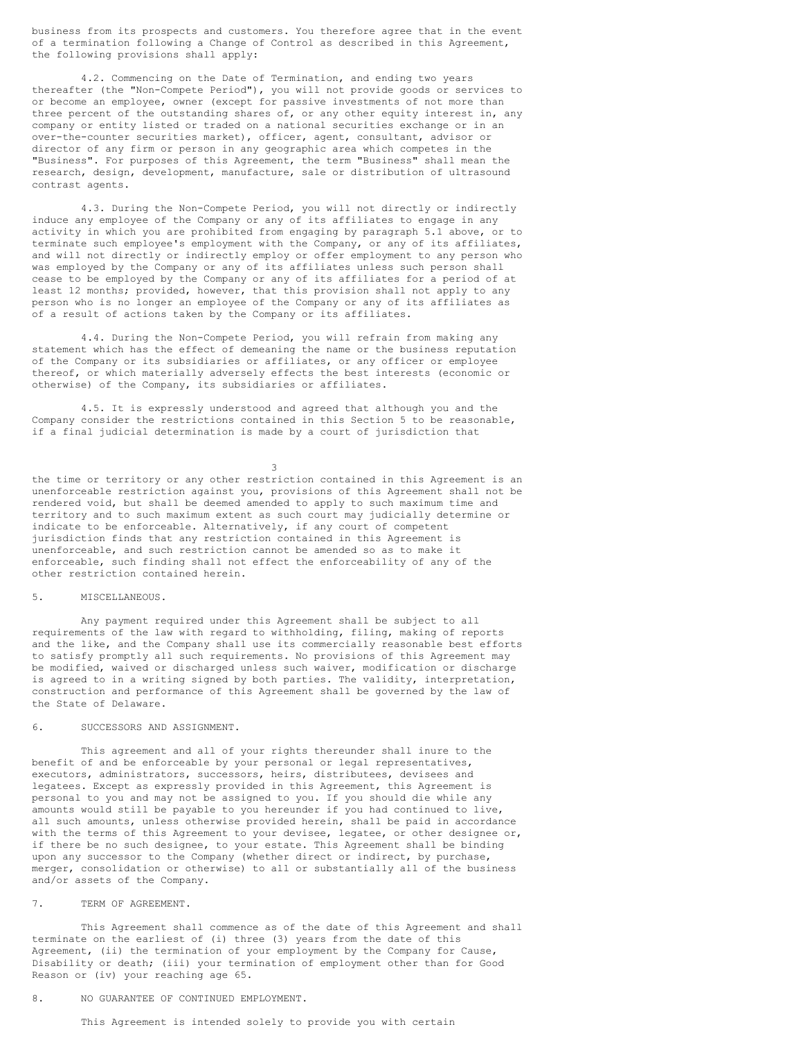business from its prospects and customers. You therefore agree that in the event of a termination following a Change of Control as described in this Agreement, the following provisions shall apply:

4.2. Commencing on the Date of Termination, and ending two years thereafter (the "Non-Compete Period"), you will not provide goods or services to or become an employee, owner (except for passive investments of not more than three percent of the outstanding shares of, or any other equity interest in, any company or entity listed or traded on a national securities exchange or in an over-the-counter securities market), officer, agent, consultant, advisor or director of any firm or person in any geographic area which competes in the "Business". For purposes of this Agreement, the term "Business" shall mean the research, design, development, manufacture, sale or distribution of ultrasound contrast agents.

4.3. During the Non-Compete Period, you will not directly or indirectly induce any employee of the Company or any of its affiliates to engage in any activity in which you are prohibited from engaging by paragraph 5.1 above, or to terminate such employee's employment with the Company, or any of its affiliates, and will not directly or indirectly employ or offer employment to any person who was employed by the Company or any of its affiliates unless such person shall cease to be employed by the Company or any of its affiliates for a period of at least 12 months; provided, however, that this provision shall not apply to any person who is no longer an employee of the Company or any of its affiliates as of a result of actions taken by the Company or its affiliates.

4.4. During the Non-Compete Period, you will refrain from making any statement which has the effect of demeaning the name or the business reputation of the Company or its subsidiaries or affiliates, or any officer or employee thereof, or which materially adversely effects the best interests (economic or otherwise) of the Company, its subsidiaries or affiliates.

4.5. It is expressly understood and agreed that although you and the Company consider the restrictions contained in this Section 5 to be reasonable, if a final judicial determination is made by a court of jurisdiction that the time or territory or any other restriction contained in this Agreement is an unenforceable restriction against you, provisions of this Agreement shall not be rendered void, but shall be deemed amended to apply to such maximum time and territory and to such maximum extent as such court may judicially determine or indicate to be enforceable. Alternatively, if any court of competent jurisdiction finds that any restriction contained in this Agreement is unenforceable, and such restriction cannot be amended so as to make it enforceable, such finding shall not effect the enforceability of any of the other restriction contained herein.

## 5. MISCELLANEOUS.

Any payment required under this Agreement shall be subject to all requirements of the law with regard to withholding, filing, making of reports and the like, and the Company shall use its commercially reasonable best efforts to satisfy promptly all such requirements. No provisions of this Agreement may be modified, waived or discharged unless such waiver, modification or discharge is agreed to in a writing signed by both parties. The validity, interpretation, construction and performance of this Agreement shall be governed by the law of the State of Delaware.

## 6. SUCCESSORS AND ASSIGNMENT.

This agreement and all of your rights thereunder shall inure to the benefit of and be enforceable by your personal or legal representatives, executors, administrators, successors, heirs, distributees, devisees and legatees. Except as expressly provided in this Agreement, this Agreement is personal to you and may not be assigned to you. If you should die while any amounts would still be payable to you hereunder if you had continued to live, all such amounts, unless otherwise provided herein, shall be paid in accordance with the terms of this Agreement to your devisee, legatee, or other designee or, if there be no such designee, to your estate. This Agreement shall be binding upon any successor to the Company (whether direct or indirect, by purchase, merger, consolidation or otherwise) to all or substantially all of the business and/or assets of the Company.

## 7. TERM OF AGREEMENT.

This Agreement shall commence as of the date of this Agreement and shall terminate on the earliest of (i) three (3) years from the date of this Agreement, (ii) the termination of your employment by the Company for Cause, Disability or death; (iii) your termination of employment other than for Good Reason or (iv) your reaching age 65.

## 8. NO GUARANTEE OF CONTINUED EMPLOYMENT.

This Agreement is intended solely to provide you with certain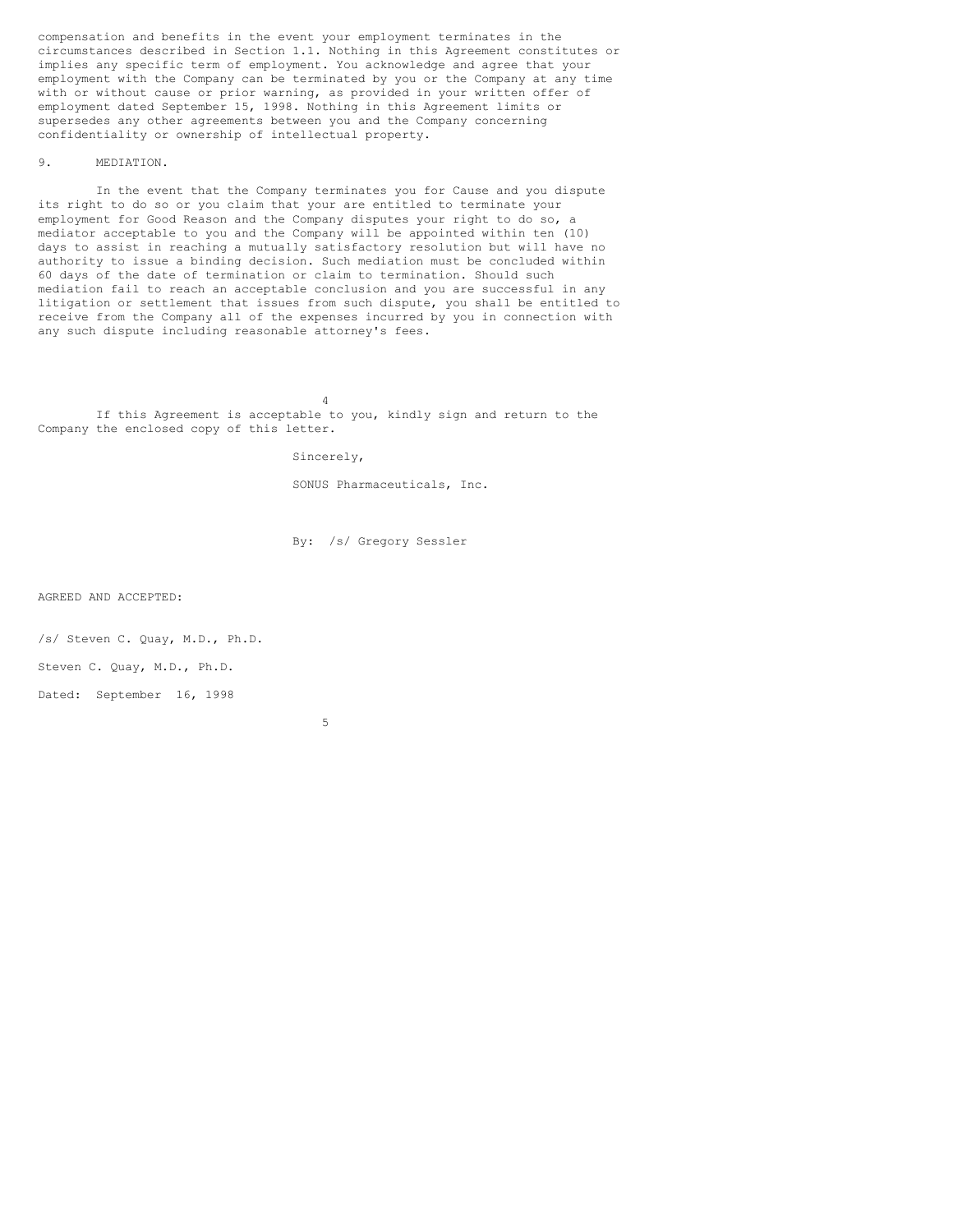compensation and benefits in the event your employment terminates in the circumstances described in Section 1.1. Nothing in this Agreement constitutes or implies any specific term of employment. You acknowledge and agree that your employment with the Company can be terminated by you or the Company at any time with or without cause or prior warning, as provided in your written offer of employment dated September 15, 1998. Nothing in this Agreement limits or supersedes any other agreements between you and the Company concerning confidentiality or ownership of intellectual property.

9. MEDIATION.

In the event that the Company terminates you for Cause and you dispute its right to do so or you claim that your are entitled to terminate your employment for Good Reason and the Company disputes your right to do so, a mediator acceptable to you and the Company will be appointed within ten (10) days to assist in reaching a mutually satisfactory resolution but will have no authority to issue a binding decision. Such mediation must be concluded within 60 days of the date of termination or claim to termination. Should such mediation fail to reach an acceptable conclusion and you are successful in any litigation or settlement that issues from such dispute, you shall be entitled to receive from the Company all of the expenses incurred by you in connection with any such dispute including reasonable attorney's fees.

If this Agreement is acceptable to you, kindly sign and return to the Company the enclosed copy of this letter.

Sincerely,

SONUS Pharmaceuticals, Inc.

By: /s/ Gregory Sessler

AGREED AND ACCEPTED:

/s/ Steven C. Quay, M.D., Ph.D.

Steven C. Quay, M.D., Ph.D.

Dated: September 16, 1998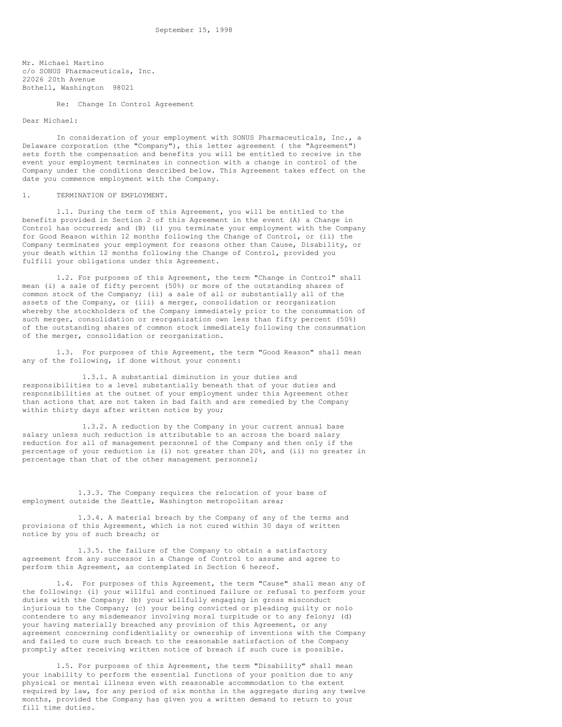September 15, 1998

Mr. Michael Martino
c/o SONUS Pharmaceuticals, Inc.
22026 20th Avenue
Bothell, Washington 98021

Re: Change In Control Agreement

Dear Michael:

In consideration of your employment with SONUS Pharmaceuticals, Inc., a Delaware corporation (the "Company"), this letter agreement ( the "Agreement") sets forth the compensation and benefits you will be entitled to receive in the event your employment terminates in connection with a change in control of the Company under the conditions described below. This Agreement takes effect on the date you commence employment with the Company.

1. TERMINATION OF EMPLOYMENT.

1.1. During the term of this Agreement, you will be entitled to the benefits provided in Section 2 of this Agreement in the event (A) a Change in Control has occurred; and (B) (i) you terminate your employment with the Company for Good Reason within 12 months following the Change of Control, or (ii) the Company terminates your employment for reasons other than Cause, Disability, or your death within 12 months following the Change of Control, provided you fulfill your obligations under this Agreement.

1.2. For purposes of this Agreement, the term "Change in Control" shall mean (i) a sale of fifty percent (50%) or more of the outstanding shares of common stock of the Company; (ii) a sale of all or substantially all of the assets of the Company, or (iii) a merger, consolidation or reorganization whereby the stockholders of the Company immediately prior to the consummation of such merger, consolidation or reorganization own less than fifty percent (50%) of the outstanding shares of common stock immediately following the consummation of the merger, consolidation or reorganization.

1.3. For purposes of this Agreement, the term "Good Reason" shall mean any of the following, if done without your consent:

1.3.1. A substantial diminution in your duties and responsibilities to a level substantially beneath that of your duties and responsibilities at the outset of your employment under this Agreement other than actions that are not taken in bad faith and are remedied by the Company within thirty days after written notice by you;

1.3.2. A reduction by the Company in your current annual base salary unless such reduction is attributable to an across the board salary reduction for all of management personnel of the Company and then only if the percentage of your reduction is (i) not greater than 20%, and (ii) no greater in percentage than that of the other management personnel;

1.3.3. The Company requires the relocation of your base of employment outside the Seattle, Washington metropolitan area;

1.3.4. A material breach by the Company of any of the terms and provisions of this Agreement, which is not cured within 30 days of written notice by you of such breach; or

1.3.5. the failure of the Company to obtain a satisfactory agreement from any successor in a Change of Control to assume and agree to perform this Agreement, as contemplated in Section 6 hereof.

1.4. For purposes of this Agreement, the term "Cause" shall mean any of the following: (i) your willful and continued failure or refusal to perform your duties with the Company; (b) your willfully engaging in gross misconduct injurious to the Company; (c) your being convicted or pleading guilty or nolo contendere to any misdemeanor involving moral turpitude or to any felony; (d) your having materially breached any provision of this Agreement, or any agreement concerning confidentiality or ownership of inventions with the Company and failed to cure such breach to the reasonable satisfaction of the Company promptly after receiving written notice of breach if such cure is possible.

1.5. For purposes of this Agreement, the term "Disability" shall mean your inability to perform the essential functions of your position due to any physical or mental illness even with reasonable accommodation to the extent required by law, for any period of six months in the aggregate during any twelve months, provided the Company has given you a written demand to return to your fill time duties.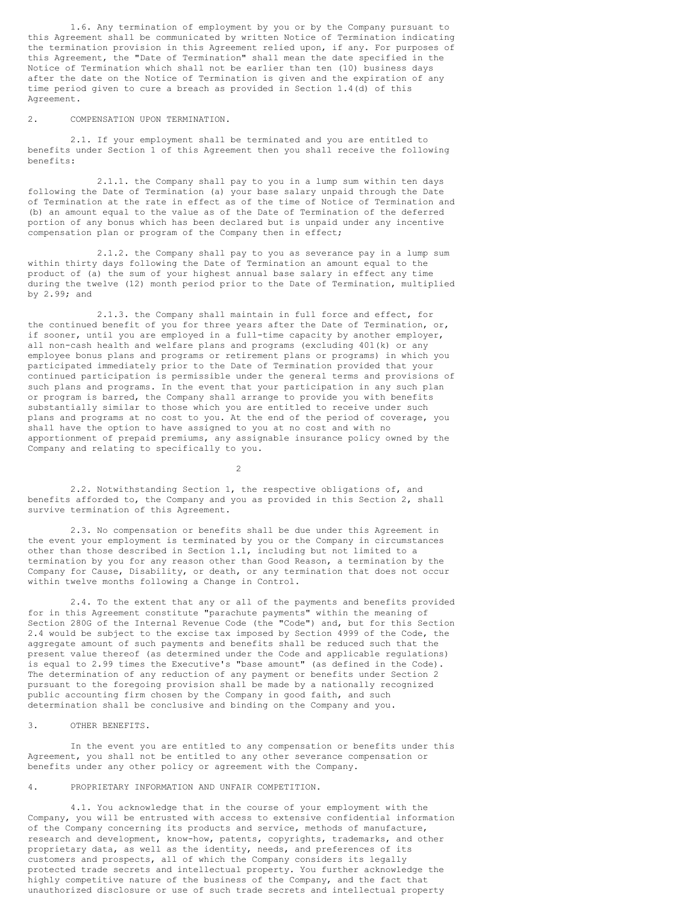1.6. Any termination of employment by you or by the Company pursuant to this Agreement shall be communicated by written Notice of Termination indicating the termination provision in this Agreement relied upon, if any. For purposes of this Agreement, the "Date of Termination" shall mean the date specified in the Notice of Termination which shall not be earlier than ten (10) business days after the date on the Notice of Termination is given and the expiration of any time period given to cure a breach as provided in Section 1.4(d) of this Agreement.

2. COMPENSATION UPON TERMINATION.

2.1. If your employment shall be terminated and you are entitled to benefits under Section 1 of this Agreement then you shall receive the following benefits:

2.1.1. the Company shall pay to you in a lump sum within ten days following the Date of Termination (a) your base salary unpaid through the Date of Termination at the rate in effect as of the time of Notice of Termination and (b) an amount equal to the value as of the Date of Termination of the deferred portion of any bonus which has been declared but is unpaid under any incentive compensation plan or program of the Company then in effect;

2.1.2. the Company shall pay to you as severance pay in a lump sum within thirty days following the Date of Termination an amount equal to the product of (a) the sum of your highest annual base salary in effect any time during the twelve (12) month period prior to the Date of Termination, multiplied by 2.99; and

2.1.3. the Company shall maintain in full force and effect, for the continued benefit of you for three years after the Date of Termination, or, if sooner, until you are employed in a full-time capacity by another employer, all non-cash health and welfare plans and programs (excluding 401(k) or any employee bonus plans and programs or retirement plans or programs) in which you participated immediately prior to the Date of Termination provided that your continued participation is permissible under the general terms and provisions of such plans and programs. In the event that your participation in any such plan or program is barred, the Company shall arrange to provide you with benefits substantially similar to those which you are entitled to receive under such plans and programs at no cost to you. At the end of the period of coverage, you shall have the option to have assigned to you at no cost and with no apportionment of prepaid premiums, any assignable insurance policy owned by the Company and relating to specifically to you.

2.2. Notwithstanding Section 1, the respective obligations of, and benefits afforded to, the Company and you as provided in this Section 2, shall survive termination of this Agreement.

2.3. No compensation or benefits shall be due under this Agreement in the event your employment is terminated by you or the Company in circumstances other than those described in Section 1.1, including but not limited to a termination by you for any reason other than Good Reason, a termination by the Company for Cause, Disability, or death, or any termination that does not occur within twelve months following a Change in Control.

2.4. To the extent that any or all of the payments and benefits provided for in this Agreement constitute "parachute payments" within the meaning of Section 280G of the Internal Revenue Code (the "Code") and, but for this Section 2.4 would be subject to the excise tax imposed by Section 4999 of the Code, the aggregate amount of such payments and benefits shall be reduced such that the present value thereof (as determined under the Code and applicable regulations) is equal to 2.99 times the Executive's "base amount" (as defined in the Code). The determination of any reduction of any payment or benefits under Section 2 pursuant to the foregoing provision shall be made by a nationally recognized public accounting firm chosen by the Company in good faith, and such determination shall be conclusive and binding on the Company and you.

3. OTHER BENEFITS.

In the event you are entitled to any compensation or benefits under this Agreement, you shall not be entitled to any other severance compensation or benefits under any other policy or agreement with the Company.

4. PROPRIETARY INFORMATION AND UNFAIR COMPETITION.

4.1. You acknowledge that in the course of your employment with the Company, you will be entrusted with access to extensive confidential information of the Company concerning its products and service, methods of manufacture, research and development, know-how, patents, copyrights, trademarks, and other proprietary data, as well as the identity, needs, and preferences of its customers and prospects, all of which the Company considers its legally protected trade secrets and intellectual property. You further acknowledge the highly competitive nature of the business of the Company, and the fact that unauthorized disclosure or use of such trade secrets and intellectual property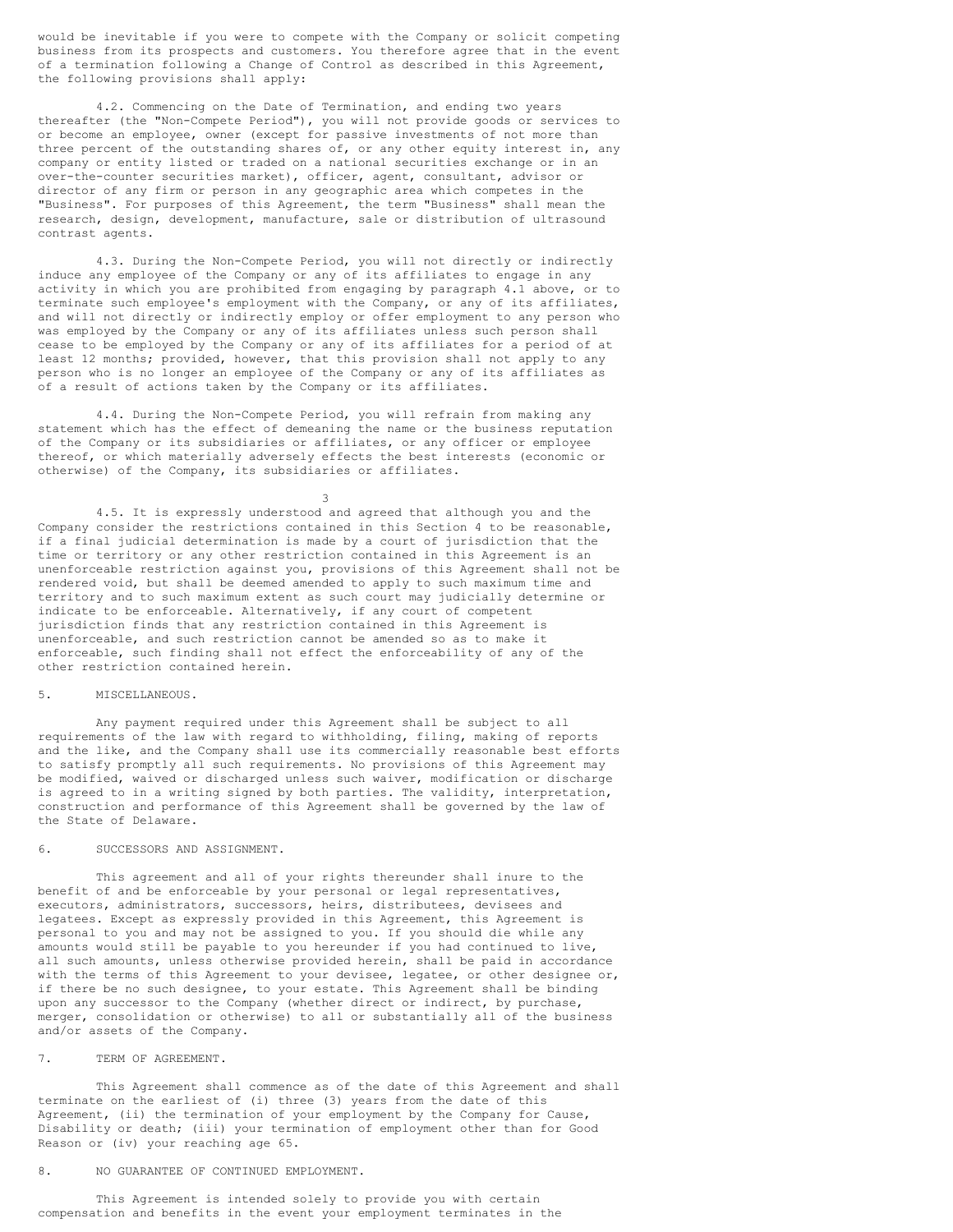would be inevitable if you were to compete with the Company or solicit competing business from its prospects and customers. You therefore agree that in the event of a termination following a Change of Control as described in this Agreement, the following provisions shall apply:

4.2. Commencing on the Date of Termination, and ending two years thereafter (the "Non-Compete Period"), you will not provide goods or services to or become an employee, owner (except for passive investments of not more than three percent of the outstanding shares of, or any other equity interest in, any company or entity listed or traded on a national securities exchange or in an over-the-counter securities market), officer, agent, consultant, advisor or director of any firm or person in any geographic area which competes in the "Business". For purposes of this Agreement, the term "Business" shall mean the research, design, development, manufacture, sale or distribution of ultrasound contrast agents.

4.3. During the Non-Compete Period, you will not directly or indirectly induce any employee of the Company or any of its affiliates to engage in any activity in which you are prohibited from engaging by paragraph 4.1 above, or to terminate such employee's employment with the Company, or any of its affiliates, and will not directly or indirectly employ or offer employment to any person who was employed by the Company or any of its affiliates unless such person shall cease to be employed by the Company or any of its affiliates for a period of at least 12 months; provided, however, that this provision shall not apply to any person who is no longer an employee of the Company or any of its affiliates as of a result of actions taken by the Company or its affiliates.

4.4. During the Non-Compete Period, you will refrain from making any statement which has the effect of demeaning the name or the business reputation of the Company or its subsidiaries or affiliates, or any officer or employee thereof, or which materially adversely effects the best interests (economic or otherwise) of the Company, its subsidiaries or affiliates.

4.5. It is expressly understood and agreed that although you and the Company consider the restrictions contained in this Section 4 to be reasonable, if a final judicial determination is made by a court of jurisdiction that the time or territory or any other restriction contained in this Agreement is an unenforceable restriction against you, provisions of this Agreement shall not be rendered void, but shall be deemed amended to apply to such maximum time and territory and to such maximum extent as such court may judicially determine or indicate to be enforceable. Alternatively, if any court of competent jurisdiction finds that any restriction contained in this Agreement is unenforceable, and such restriction cannot be amended so as to make it enforceable, such finding shall not effect the enforceability of any of the other restriction contained herein.

## 5. MISCELLANEOUS.

Any payment required under this Agreement shall be subject to all requirements of the law with regard to withholding, filing, making of reports and the like, and the Company shall use its commercially reasonable best efforts to satisfy promptly all such requirements. No provisions of this Agreement may be modified, waived or discharged unless such waiver, modification or discharge is agreed to in a writing signed by both parties. The validity, interpretation, construction and performance of this Agreement shall be governed by the law of the State of Delaware.

## 6. SUCCESSORS AND ASSIGNMENT.

This agreement and all of your rights thereunder shall inure to the benefit of and be enforceable by your personal or legal representatives, executors, administrators, successors, heirs, distributees, devisees and legatees. Except as expressly provided in this Agreement, this Agreement is personal to you and may not be assigned to you. If you should die while any amounts would still be payable to you hereunder if you had continued to live, all such amounts, unless otherwise provided herein, shall be paid in accordance with the terms of this Agreement to your devisee, legatee, or other designee or, if there be no such designee, to your estate. This Agreement shall be binding upon any successor to the Company (whether direct or indirect, by purchase, merger, consolidation or otherwise) to all or substantially all of the business and/or assets of the Company.

## 7. TERM OF AGREEMENT.

This Agreement shall commence as of the date of this Agreement and shall terminate on the earliest of (i) three (3) years from the date of this Agreement, (ii) the termination of your employment by the Company for Cause, Disability or death; (iii) your termination of employment other than for Good Reason or (iv) your reaching age 65.

## 8. NO GUARANTEE OF CONTINUED EMPLOYMENT.

This Agreement is intended solely to provide you with certain compensation and benefits in the event your employment terminates in the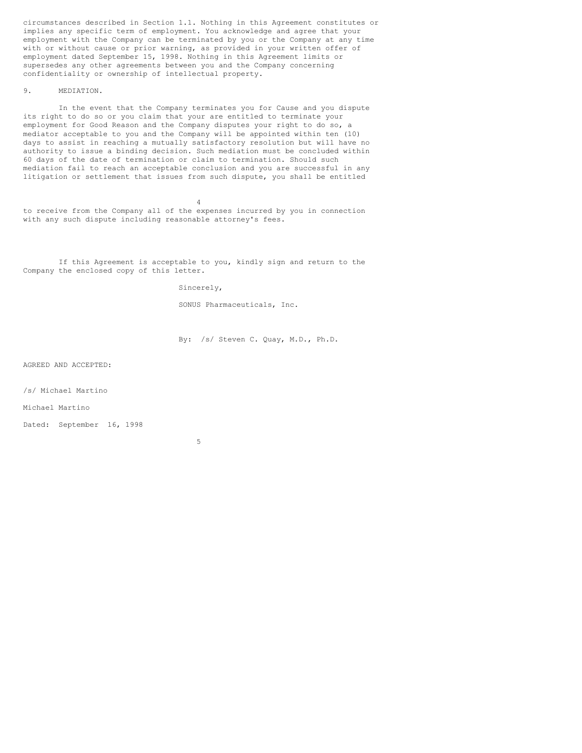circumstances described in Section 1.1. Nothing in this Agreement constitutes or implies any specific term of employment. You acknowledge and agree that your employment with the Company can be terminated by you or the Company at any time with or without cause or prior warning, as provided in your written offer of employment dated September 15, 1998. Nothing in this Agreement limits or supersedes any other agreements between you and the Company concerning confidentiality or ownership of intellectual property.

9. MEDIATION.

In the event that the Company terminates you for Cause and you dispute its right to do so or you claim that your are entitled to terminate your employment for Good Reason and the Company disputes your right to do so, a mediator acceptable to you and the Company will be appointed within ten (10) days to assist in reaching a mutually satisfactory resolution but will have no authority to issue a binding decision. Such mediation must be concluded within 60 days of the date of termination or claim to termination. Should such mediation fail to reach an acceptable conclusion and you are successful in any litigation or settlement that issues from such dispute, you shall be entitled to receive from the Company all of the expenses incurred by you in connection with any such dispute including reasonable attorney's fees.

If this Agreement is acceptable to you, kindly sign and return to the Company the enclosed copy of this letter.

Sincerely,

SONUS Pharmaceuticals, Inc.

By: /s/ Steven C. Quay, M.D., Ph.D.

AGREED AND ACCEPTED:

/s/ Michael Martino

Michael Martino

Dated: September 16, 1998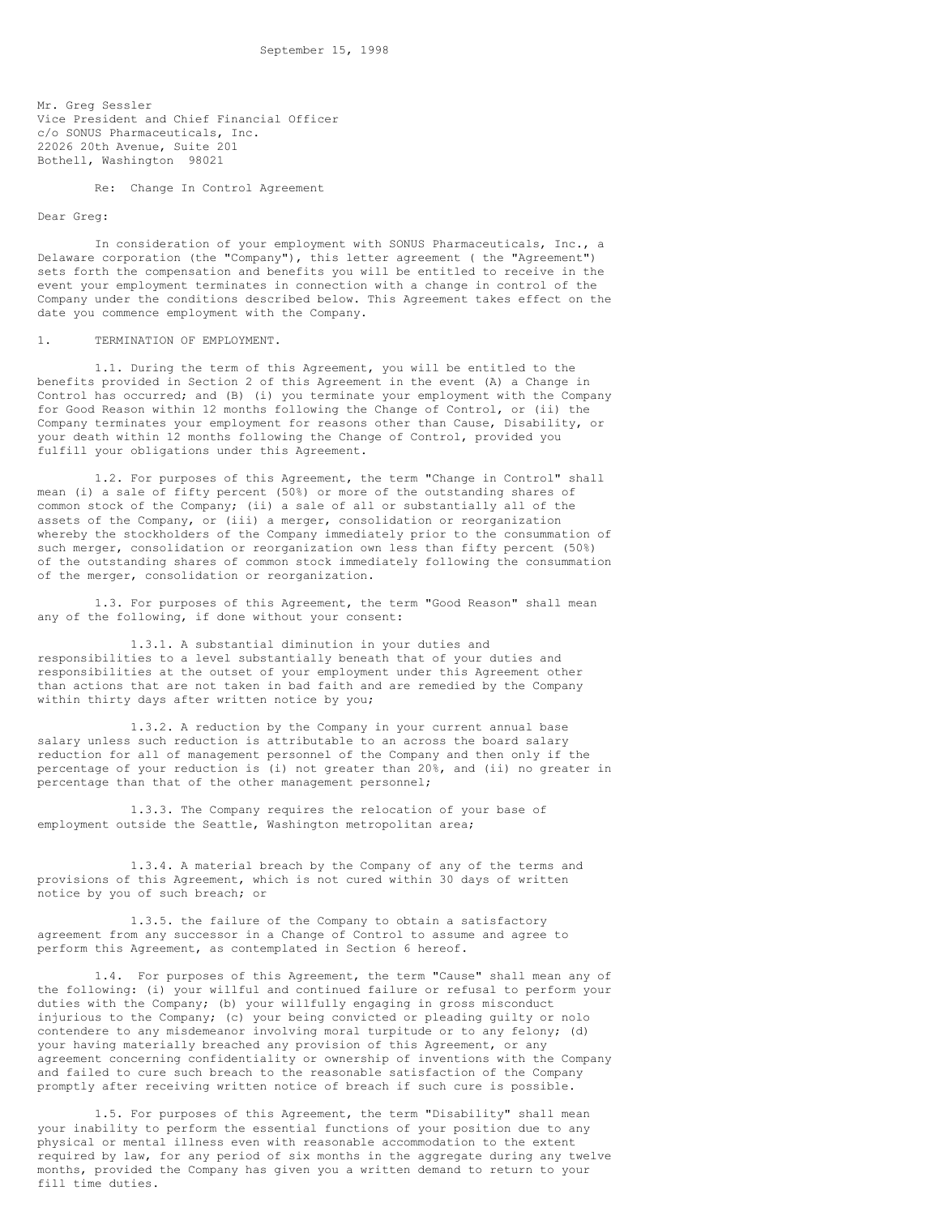September 15, 1998

Mr. Greg Sessler
Vice President and Chief Financial Officer
c/o SONUS Pharmaceuticals, Inc.
22026 20th Avenue, Suite 201
Bothell, Washington 98021

Re: Change In Control Agreement

Dear Greg:

In consideration of your employment with SONUS Pharmaceuticals, Inc., a Delaware corporation (the "Company"), this letter agreement ( the "Agreement") sets forth the compensation and benefits you will be entitled to receive in the event your employment terminates in connection with a change in control of the Company under the conditions described below. This Agreement takes effect on the date you commence employment with the Company.

1. TERMINATION OF EMPLOYMENT.

1.1. During the term of this Agreement, you will be entitled to the benefits provided in Section 2 of this Agreement in the event (A) a Change in Control has occurred; and (B) (i) you terminate your employment with the Company for Good Reason within 12 months following the Change of Control, or (ii) the Company terminates your employment for reasons other than Cause, Disability, or your death within 12 months following the Change of Control, provided you fulfill your obligations under this Agreement.

1.2. For purposes of this Agreement, the term "Change in Control" shall mean (i) a sale of fifty percent (50%) or more of the outstanding shares of common stock of the Company; (ii) a sale of all or substantially all of the assets of the Company, or (iii) a merger, consolidation or reorganization whereby the stockholders of the Company immediately prior to the consummation of such merger, consolidation or reorganization own less than fifty percent (50%) of the outstanding shares of common stock immediately following the consummation of the merger, consolidation or reorganization.

1.3. For purposes of this Agreement, the term "Good Reason" shall mean any of the following, if done without your consent:

1.3.1. A substantial diminution in your duties and responsibilities to a level substantially beneath that of your duties and responsibilities at the outset of your employment under this Agreement other than actions that are not taken in bad faith and are remedied by the Company within thirty days after written notice by you;

1.3.2. A reduction by the Company in your current annual base salary unless such reduction is attributable to an across the board salary reduction for all of management personnel of the Company and then only if the percentage of your reduction is (i) not greater than 20%, and (ii) no greater in percentage than that of the other management personnel;

1.3.3. The Company requires the relocation of your base of employment outside the Seattle, Washington metropolitan area;

1.3.4. A material breach by the Company of any of the terms and provisions of this Agreement, which is not cured within 30 days of written notice by you of such breach; or

1.3.5. the failure of the Company to obtain a satisfactory agreement from any successor in a Change of Control to assume and agree to perform this Agreement, as contemplated in Section 6 hereof.

1.4. For purposes of this Agreement, the term "Cause" shall mean any of the following: (i) your willful and continued failure or refusal to perform your duties with the Company; (b) your willfully engaging in gross misconduct injurious to the Company; (c) your being convicted or pleading guilty or nolo contendere to any misdemeanor involving moral turpitude or to any felony; (d) your having materially breached any provision of this Agreement, or any agreement concerning confidentiality or ownership of inventions with the Company and failed to cure such breach to the reasonable satisfaction of the Company promptly after receiving written notice of breach if such cure is possible.

1.5. For purposes of this Agreement, the term "Disability" shall mean your inability to perform the essential functions of your position due to any physical or mental illness even with reasonable accommodation to the extent required by law, for any period of six months in the aggregate during any twelve months, provided the Company has given you a written demand to return to your fill time duties.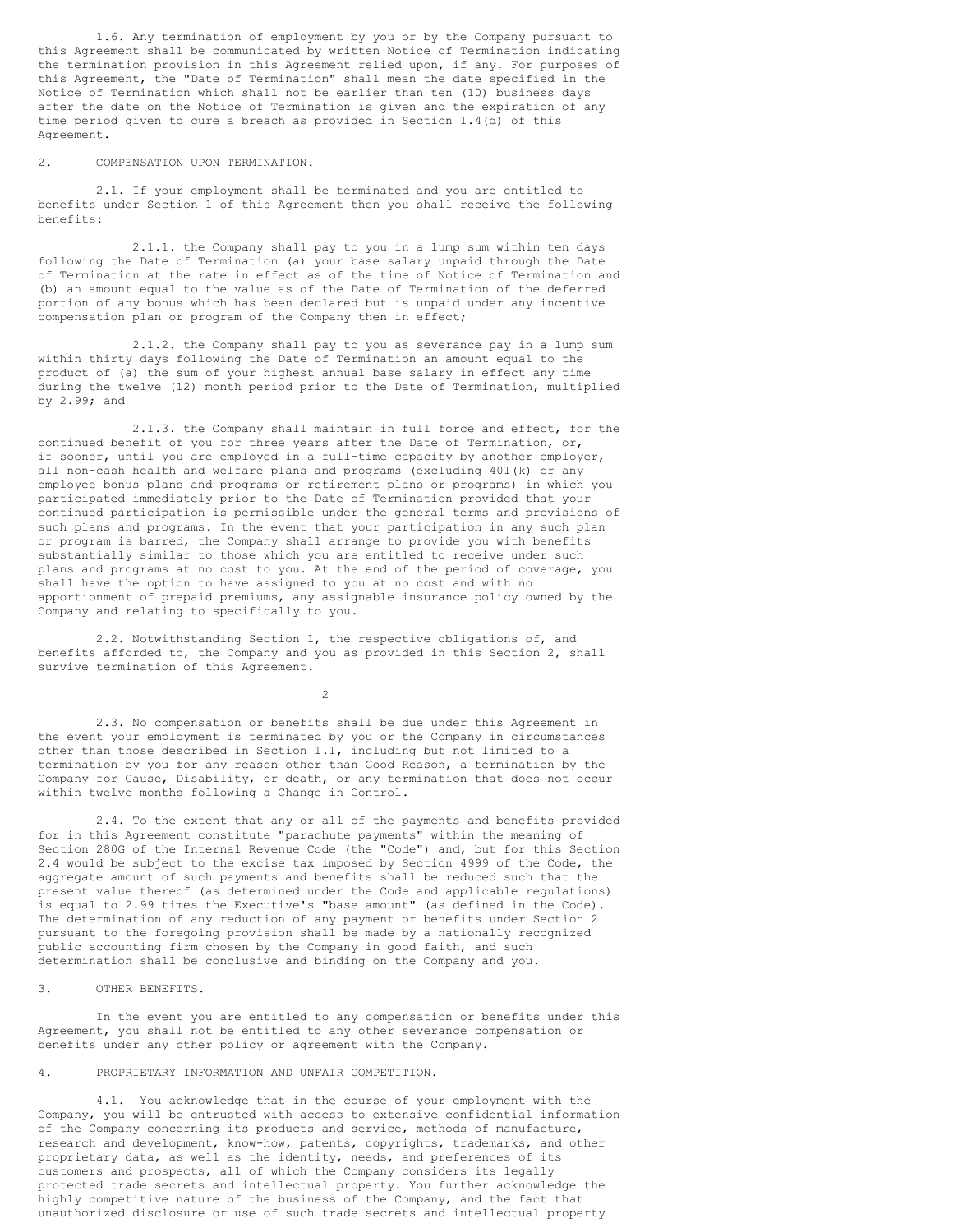1.6. Any termination of employment by you or by the Company pursuant to this Agreement shall be communicated by written Notice of Termination indicating the termination provision in this Agreement relied upon, if any. For purposes of this Agreement, the "Date of Termination" shall mean the date specified in the Notice of Termination which shall not be earlier than ten (10) business days after the date on the Notice of Termination is given and the expiration of any time period given to cure a breach as provided in Section 1.4(d) of this Agreement.

2. COMPENSATION UPON TERMINATION.

2.1. If your employment shall be terminated and you are entitled to benefits under Section 1 of this Agreement then you shall receive the following benefits:

2.1.1. the Company shall pay to you in a lump sum within ten days following the Date of Termination (a) your base salary unpaid through the Date of Termination at the rate in effect as of the time of Notice of Termination and (b) an amount equal to the value as of the Date of Termination of the deferred portion of any bonus which has been declared but is unpaid under any incentive compensation plan or program of the Company then in effect;

2.1.2. the Company shall pay to you as severance pay in a lump sum within thirty days following the Date of Termination an amount equal to the product of (a) the sum of your highest annual base salary in effect any time during the twelve (12) month period prior to the Date of Termination, multiplied by 2.99; and

2.1.3. the Company shall maintain in full force and effect, for the continued benefit of you for three years after the Date of Termination, or, if sooner, until you are employed in a full-time capacity by another employer, all non-cash health and welfare plans and programs (excluding 401(k) or any employee bonus plans and programs or retirement plans or programs) in which you participated immediately prior to the Date of Termination provided that your continued participation is permissible under the general terms and provisions of such plans and programs. In the event that your participation in any such plan or program is barred, the Company shall arrange to provide you with benefits substantially similar to those which you are entitled to receive under such plans and programs at no cost to you. At the end of the period of coverage, you shall have the option to have assigned to you at no cost and with no apportionment of prepaid premiums, any assignable insurance policy owned by the Company and relating to specifically to you.

2.2. Notwithstanding Section 1, the respective obligations of, and benefits afforded to, the Company and you as provided in this Section 2, shall survive termination of this Agreement.

2.3. No compensation or benefits shall be due under this Agreement in the event your employment is terminated by you or the Company in circumstances other than those described in Section 1.1, including but not limited to a termination by you for any reason other than Good Reason, a termination by the Company for Cause, Disability, or death, or any termination that does not occur within twelve months following a Change in Control.

2.4. To the extent that any or all of the payments and benefits provided for in this Agreement constitute "parachute payments" within the meaning of Section 280G of the Internal Revenue Code (the "Code") and, but for this Section 2.4 would be subject to the excise tax imposed by Section 4999 of the Code, the aggregate amount of such payments and benefits shall be reduced such that the present value thereof (as determined under the Code and applicable regulations) is equal to 2.99 times the Executive's "base amount" (as defined in the Code). The determination of any reduction of any payment or benefits under Section 2 pursuant to the foregoing provision shall be made by a nationally recognized public accounting firm chosen by the Company in good faith, and such determination shall be conclusive and binding on the Company and you.

3. OTHER BENEFITS.

In the event you are entitled to any compensation or benefits under this Agreement, you shall not be entitled to any other severance compensation or benefits under any other policy or agreement with the Company.

4. PROPRIETARY INFORMATION AND UNFAIR COMPETITION.

4.1. You acknowledge that in the course of your employment with the Company, you will be entrusted with access to extensive confidential information of the Company concerning its products and service, methods of manufacture, research and development, know-how, patents, copyrights, trademarks, and other proprietary data, as well as the identity, needs, and preferences of its customers and prospects, all of which the Company considers its legally protected trade secrets and intellectual property. You further acknowledge the highly competitive nature of the business of the Company, and the fact that unauthorized disclosure or use of such trade secrets and intellectual property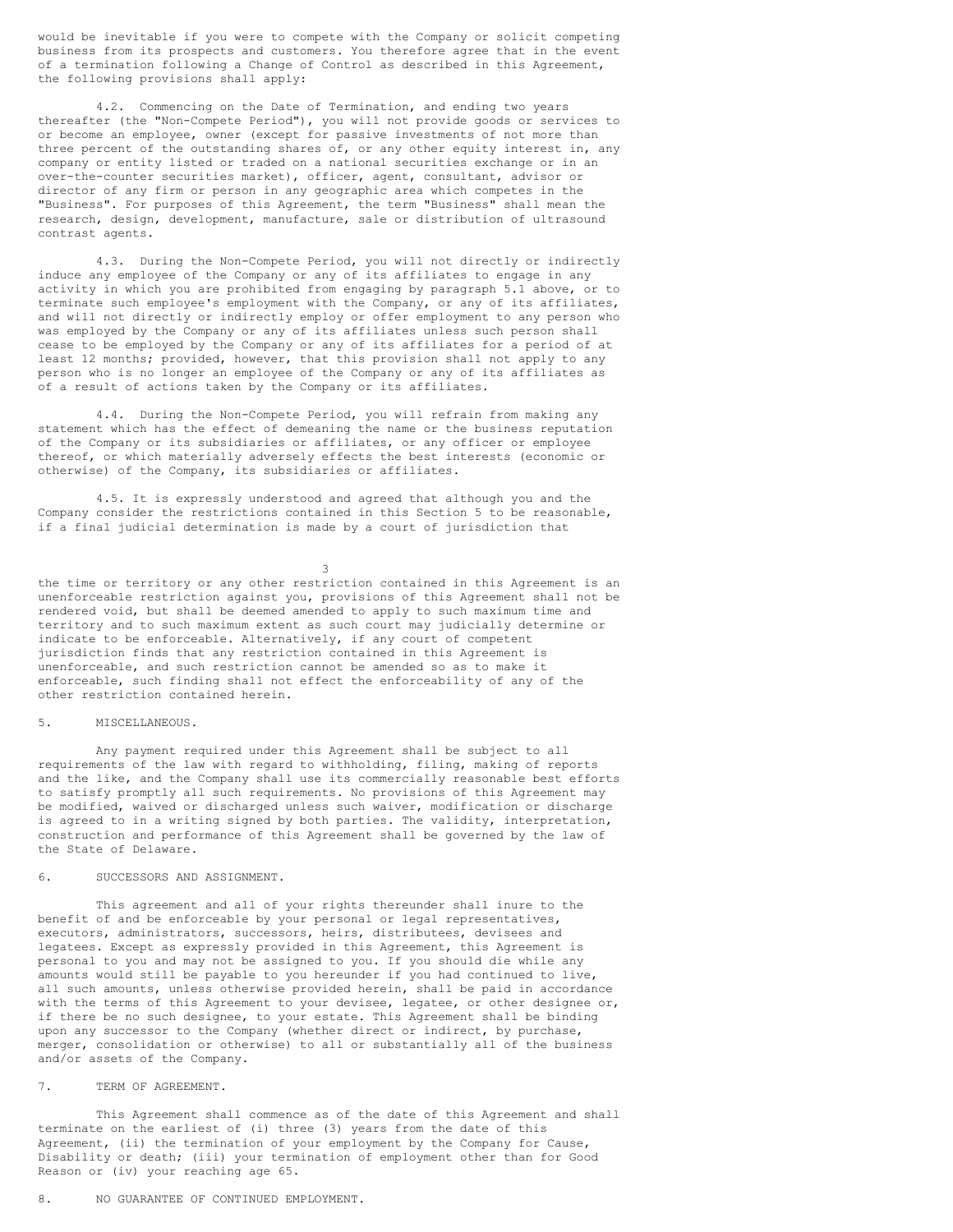would be inevitable if you were to compete with the Company or solicit competing business from its prospects and customers. You therefore agree that in the event of a termination following a Change of Control as described in this Agreement, the following provisions shall apply:

4.2. Commencing on the Date of Termination, and ending two years thereafter (the "Non-Compete Period"), you will not provide goods or services to or become an employee, owner (except for passive investments of not more than three percent of the outstanding shares of, or any other equity interest in, any company or entity listed or traded on a national securities exchange or in an over-the-counter securities market), officer, agent, consultant, advisor or director of any firm or person in any geographic area which competes in the "Business". For purposes of this Agreement, the term "Business" shall mean the research, design, development, manufacture, sale or distribution of ultrasound contrast agents.

4.3. During the Non-Compete Period, you will not directly or indirectly induce any employee of the Company or any of its affiliates to engage in any activity in which you are prohibited from engaging by paragraph 5.1 above, or to terminate such employee's employment with the Company, or any of its affiliates, and will not directly or indirectly employ or offer employment to any person who was employed by the Company or any of its affiliates unless such person shall cease to be employed by the Company or any of its affiliates for a period of at least 12 months; provided, however, that this provision shall not apply to any person who is no longer an employee of the Company or any of its affiliates as of a result of actions taken by the Company or its affiliates.

4.4. During the Non-Compete Period, you will refrain from making any statement which has the effect of demeaning the name or the business reputation of the Company or its subsidiaries or affiliates, or any officer or employee thereof, or which materially adversely effects the best interests (economic or otherwise) of the Company, its subsidiaries or affiliates.

4.5. It is expressly understood and agreed that although you and the Company consider the restrictions contained in this Section 5 to be reasonable, if a final judicial determination is made by a court of jurisdiction that the time or territory or any other restriction contained in this Agreement is an unenforceable restriction against you, provisions of this Agreement shall not be rendered void, but shall be deemed amended to apply to such maximum time and territory and to such maximum extent as such court may judicially determine or indicate to be enforceable. Alternatively, if any court of competent jurisdiction finds that any restriction contained in this Agreement is unenforceable, and such restriction cannot be amended so as to make it enforceable, such finding shall not effect the enforceability of any of the other restriction contained herein.

5. MISCELLANEOUS.

Any payment required under this Agreement shall be subject to all requirements of the law with regard to withholding, filing, making of reports and the like, and the Company shall use its commercially reasonable best efforts to satisfy promptly all such requirements. No provisions of this Agreement may be modified, waived or discharged unless such waiver, modification or discharge is agreed to in a writing signed by both parties. The validity, interpretation, construction and performance of this Agreement shall be governed by the law of the State of Delaware.

6. SUCCESSORS AND ASSIGNMENT.

This agreement and all of your rights thereunder shall inure to the benefit of and be enforceable by your personal or legal representatives, executors, administrators, successors, heirs, distributees, devisees and legatees. Except as expressly provided in this Agreement, this Agreement is personal to you and may not be assigned to you. If you should die while any amounts would still be payable to you hereunder if you had continued to live, all such amounts, unless otherwise provided herein, shall be paid in accordance with the terms of this Agreement to your devisee, legatee, or other designee or, if there be no such designee, to your estate. This Agreement shall be binding upon any successor to the Company (whether direct or indirect, by purchase, merger, consolidation or otherwise) to all or substantially all of the business and/or assets of the Company.

7. TERM OF AGREEMENT.

This Agreement shall commence as of the date of this Agreement and shall terminate on the earliest of (i) three (3) years from the date of this Agreement, (ii) the termination of your employment by the Company for Cause, Disability or death; (iii) your termination of employment other than for Good Reason or (iv) your reaching age 65.

8. NO GUARANTEE OF CONTINUED EMPLOYMENT.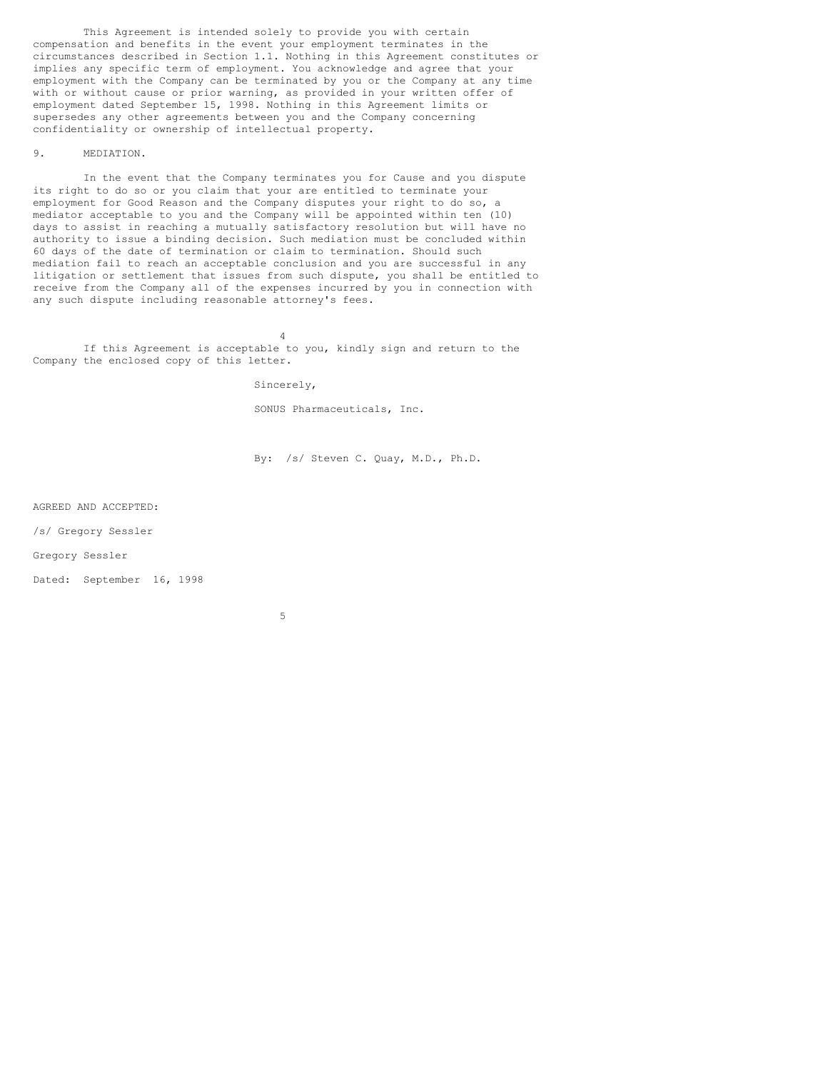This Agreement is intended solely to provide you with certain compensation and benefits in the event your employment terminates in the circumstances described in Section 1.1. Nothing in this Agreement constitutes or implies any specific term of employment. You acknowledge and agree that your employment with the Company can be terminated by you or the Company at any time with or without cause or prior warning, as provided in your written offer of employment dated September 15, 1998. Nothing in this Agreement limits or supersedes any other agreements between you and the Company concerning confidentiality or ownership of intellectual property.

9. MEDIATION.

In the event that the Company terminates you for Cause and you dispute its right to do so or you claim that your are entitled to terminate your employment for Good Reason and the Company disputes your right to do so, a mediator acceptable to you and the Company will be appointed within ten (10) days to assist in reaching a mutually satisfactory resolution but will have no authority to issue a binding decision. Such mediation must be concluded within 60 days of the date of termination or claim to termination. Should such mediation fail to reach an acceptable conclusion and you are successful in any litigation or settlement that issues from such dispute, you shall be entitled to receive from the Company all of the expenses incurred by you in connection with any such dispute including reasonable attorney's fees.

If this Agreement is acceptable to you, kindly sign and return to the Company the enclosed copy of this letter.

Sincerely,

SONUS Pharmaceuticals, Inc.

By: /s/ Steven C. Quay, M.D., Ph.D.

AGREED AND ACCEPTED:

/s/ Gregory Sessler

Gregory Sessler

Dated: September 16, 1998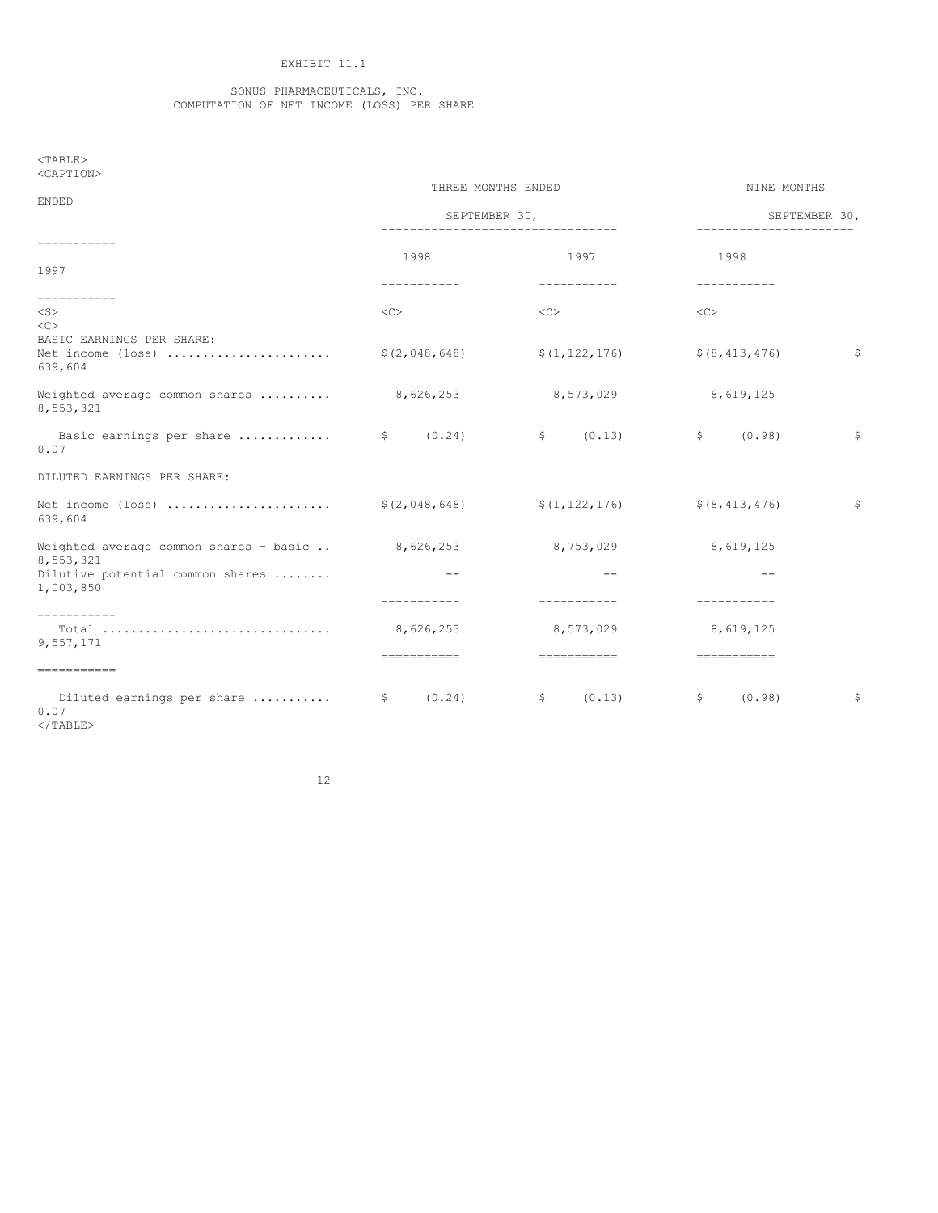EXHIBIT 11.1

SONUS PHARMACEUTICALS, INC.
COMPUTATION OF NET INCOME (LOSS) PER SHARE

| | THREE MONTHS ENDED SEPTEMBER 30, | | NINE MONTHS ENDED SEPTEMBER 30, | |
|---|---|---|---|---|
| | 1998 | 1997 | 1998 | 1997 |
| BASIC EARNINGS PER SHARE: | | | | |
| Net income (loss) ...................... | $(2,048,648) | $(1,122,176) | $(8,413,476) | $ 639,604 |
| Weighted average common shares .......... | 8,626,253 | 8,573,029 | 8,619,125 | 8,553,321 |
| Basic earnings per share ............ | $ (0.24) | $ (0.13) | $ (0.98) | $ 0.07 |
| DILUTED EARNINGS PER SHARE: | | | | |
| Net income (loss) ...................... | $(2,048,648) | $(1,122,176) | $(8,413,476) | $ 639,604 |
| Weighted average common shares - basic .. | 8,626,253 | 8,753,029 | 8,619,125 | 8,553,321 |
| Dilutive potential common shares ........ | -- | -- | -- | 1,003,850 |
| Total ............................... | 8,626,253 | 8,573,029 | 8,619,125 | 9,557,171 |
| Diluted earnings per share ........... | $ (0.24) | $ (0.13) | $ (0.98) | $ 0.07 |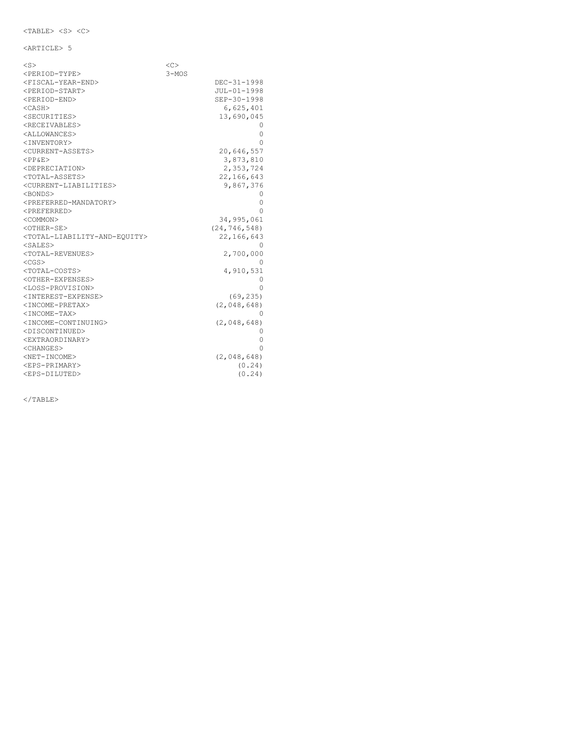<TABLE> <S> <C>

<ARTICLE> 5

| <S> | <C> |
|---|---|
| <PERIOD-TYPE> | 3-MOS |
| <FISCAL-YEAR-END> | DEC-31-1998 |
| <PERIOD-START> | JUL-01-1998 |
| <PERIOD-END> | SEP-30-1998 |
| <CASH> | 6,625,401 |
| <SECURITIES> | 13,690,045 |
| <RECEIVABLES> | 0 |
| <ALLOWANCES> | 0 |
| <INVENTORY> | 0 |
| <CURRENT-ASSETS> | 20,646,557 |
| <PP&E> | 3,873,810 |
| <DEPRECIATION> | 2,353,724 |
| <TOTAL-ASSETS> | 22,166,643 |
| <CURRENT-LIABILITIES> | 9,867,376 |
| <BONDS> | 0 |
| <PREFERRED-MANDATORY> | 0 |
| <PREFERRED> | 0 |
| <COMMON> | 34,995,061 |
| <OTHER-SE> | (24,746,548) |
| <TOTAL-LIABILITY-AND-EQUITY> | 22,166,643 |
| <SALES> | 0 |
| <TOTAL-REVENUES> | 2,700,000 |
| <CGS> | 0 |
| <TOTAL-COSTS> | 4,910,531 |
| <OTHER-EXPENSES> | 0 |
| <LOSS-PROVISION> | 0 |
| <INTEREST-EXPENSE> | (69,235) |
| <INCOME-PRETAX> | (2,048,648) |
| <INCOME-TAX> | 0 |
| <INCOME-CONTINUING> | (2,048,648) |
| <DISCONTINUED> | 0 |
| <EXTRAORDINARY> | 0 |
| <CHANGES> | 0 |
| <NET-INCOME> | (2,048,648) |
| <EPS-PRIMARY> | (0.24) |
| <EPS-DILUTED> | (0.24) |

</TABLE>